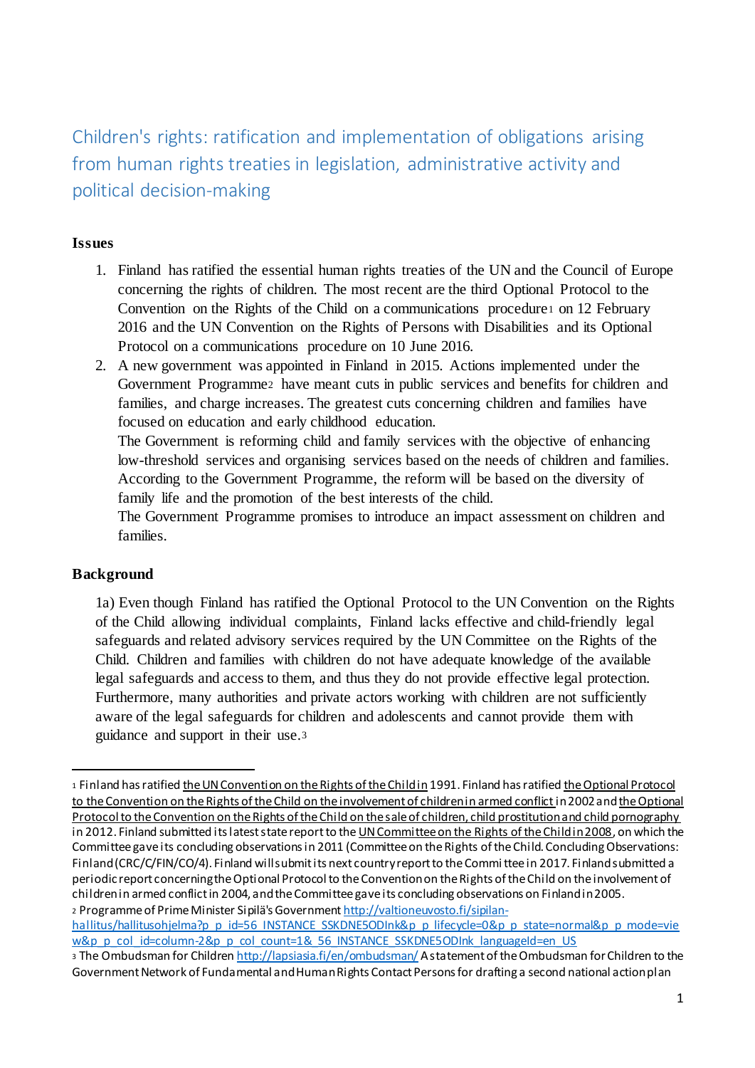# Children's rights: ratification and implementation of obligations arising from human rights treaties in legislation, administrative activity and political decision-making

## Issues

1. Finland has ratified the essential human rights treaties of the UN and the Council of Europe concerning the rights of children. The most recent are the third Optional Protocol to the Convention on the Rights of the Child on a communications procedure[1] on 12 February 2016 and the UN Convention on the Rights of Persons with Disabilities and its Optional Protocol on a communications procedure on 10 June 2016.
2. A new government was appointed in Finland in 2015. Actions implemented under the Government Programme[2] have meant cuts in public services and benefits for children and families, and charge increases. The greatest cuts concerning children and families have focused on education and early childhood education.
   The Government is reforming child and family services with the objective of enhancing low-threshold services and organising services based on the needs of children and families. According to the Government Programme, the reform will be based on the diversity of family life and the promotion of the best interests of the child.
   The Government Programme promises to introduce an impact assessment on children and families.

## Background

1a) Even though Finland has ratified the Optional Protocol to the UN Convention on the Rights of the Child allowing individual complaints, Finland lacks effective and child-friendly legal safeguards and related advisory services required by the UN Committee on the Rights of the Child. Children and families with children do not have adequate knowledge of the available legal safeguards and access to them, and thus they do not provide effective legal protection. Furthermore, many authorities and private actors working with children are not sufficiently aware of the legal safeguards for children and adolescents and cannot provide them with guidance and support in their use.[3]

---

[1] Finland has ratified the UN Convention on the Rights of the Child in 1991. Finland has ratified the Optional Protocol to the Convention on the Rights of the Child on the involvement of children in armed conflict in 2002 and the Optional Protocol to the Convention on the Rights of the Child on the sale of children, child prostitution and child pornography in 2012. Finland submitted its latest state report to the UN Committee on the Rights of the Child in 2008, on which the Committee gave its concluding observations in 2011 (Committee on the Rights of the Child. Concluding Observations: Finland (CRC/C/FIN/CO/4). Finland will submit its next country report to the Committee in 2017. Finland submitted a periodic report concerning the Optional Protocol to the Convention on the Rights of the Child on the involvement of children in armed conflict in 2004, and the Committee gave its concluding observations on Finland in 2005.

[2] Programme of Prime Minister Sipilä's Government http://valtioneuvosto.fi/sipilan-hallitus/hallitusohjelma?p_p_id=56_INSTANCE_SSKDNE5ODInk&p_p_lifecycle=0&p_p_state=normal&p_p_mode=view&p_p_col_id=column-2&p_p_col_count=1&_56_INSTANCE_SSKDNE5ODInk_languageId=en_US

[3] The Ombudsman for Children http://lapsiasia.fi/en/ombudsman/ A statement of the Ombudsman for Children to the Government Network of Fundamental and Human Rights Contact Persons for drafting a second national action plan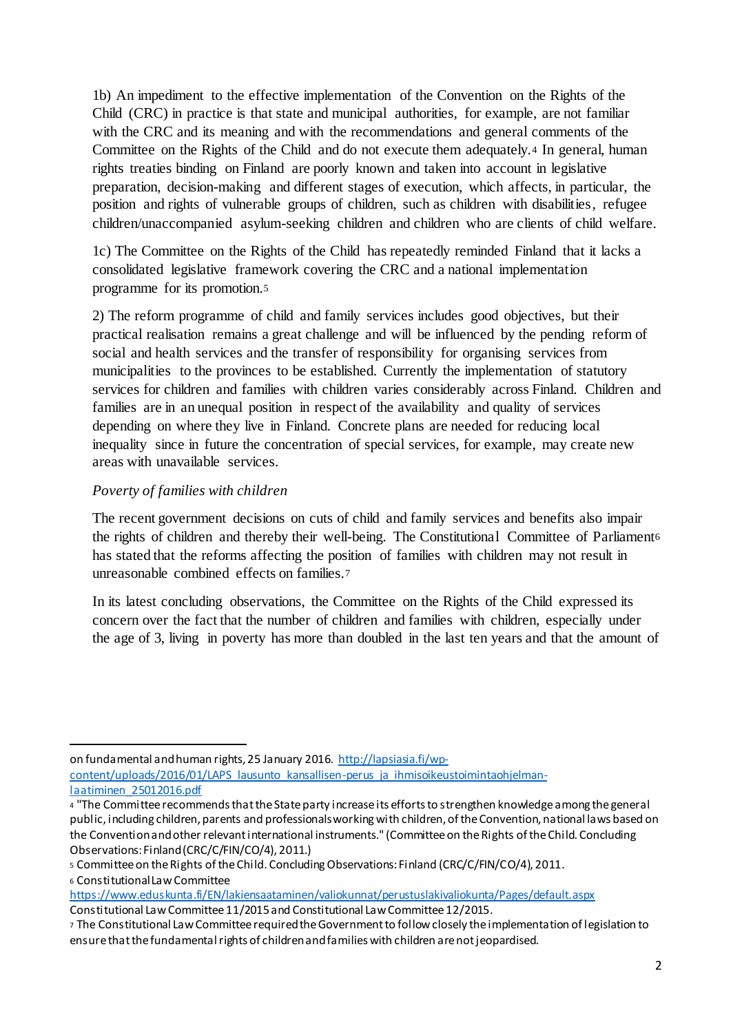1b) An impediment to the effective implementation of the Convention on the Rights of the Child (CRC) in practice is that state and municipal authorities, for example, are not familiar with the CRC and its meaning and with the recommendations and general comments of the Committee on the Rights of the Child and do not execute them adequately.[4] In general, human rights treaties binding on Finland are poorly known and taken into account in legislative preparation, decision-making and different stages of execution, which affects, in particular, the position and rights of vulnerable groups of children, such as children with disabilities, refugee children/unaccompanied asylum-seeking children and children who are clients of child welfare.

1c) The Committee on the Rights of the Child has repeatedly reminded Finland that it lacks a consolidated legislative framework covering the CRC and a national implementation programme for its promotion.[5]

2) The reform programme of child and family services includes good objectives, but their practical realisation remains a great challenge and will be influenced by the pending reform of social and health services and the transfer of responsibility for organising services from municipalities to the provinces to be established. Currently the implementation of statutory services for children and families with children varies considerably across Finland. Children and families are in an unequal position in respect of the availability and quality of services depending on where they live in Finland. Concrete plans are needed for reducing local inequality since in future the concentration of special services, for example, may create new areas with unavailable services.

*Poverty of families with children*

The recent government decisions on cuts of child and family services and benefits also impair the rights of children and thereby their well-being. The Constitutional Committee of Parliament[6] has stated that the reforms affecting the position of families with children may not result in unreasonable combined effects on families.[7]

In its latest concluding observations, the Committee on the Rights of the Child expressed its concern over the fact that the number of children and families with children, especially under the age of 3, living in poverty has more than doubled in the last ten years and that the amount of

---

on fundamental and human rights, 25 January 2016. http://lapsiasia.fi/wp-content/uploads/2016/01/LAPS_lausunto_kansallisen-perus_ja_ihmisoikeustoimintaohjelman-laatiminen_25012016.pdf

[4] "The Committee recommends that the State party increase its efforts to strengthen knowledge among the general public, including children, parents and professionals working with children, of the Convention, national laws based on the Convention and other relevant international instruments." (Committee on the Rights of the Child. Concluding Observations: Finland (CRC/C/FIN/CO/4), 2011.)

[5] Committee on the Rights of the Child. Concluding Observations: Finland (CRC/C/FIN/CO/4), 2011.

[6] Constitutional Law Committee https://www.eduskunta.fi/EN/lakiensaataminen/valiokunnat/perustuslakivaliokunta/Pages/default.aspx Constitutional Law Committee 11/2015 and Constitutional Law Committee 12/2015.

[7] The Constitutional Law Committee required the Government to follow closely the implementation of legislation to ensure that the fundamental rights of children and families with children are not jeopardised.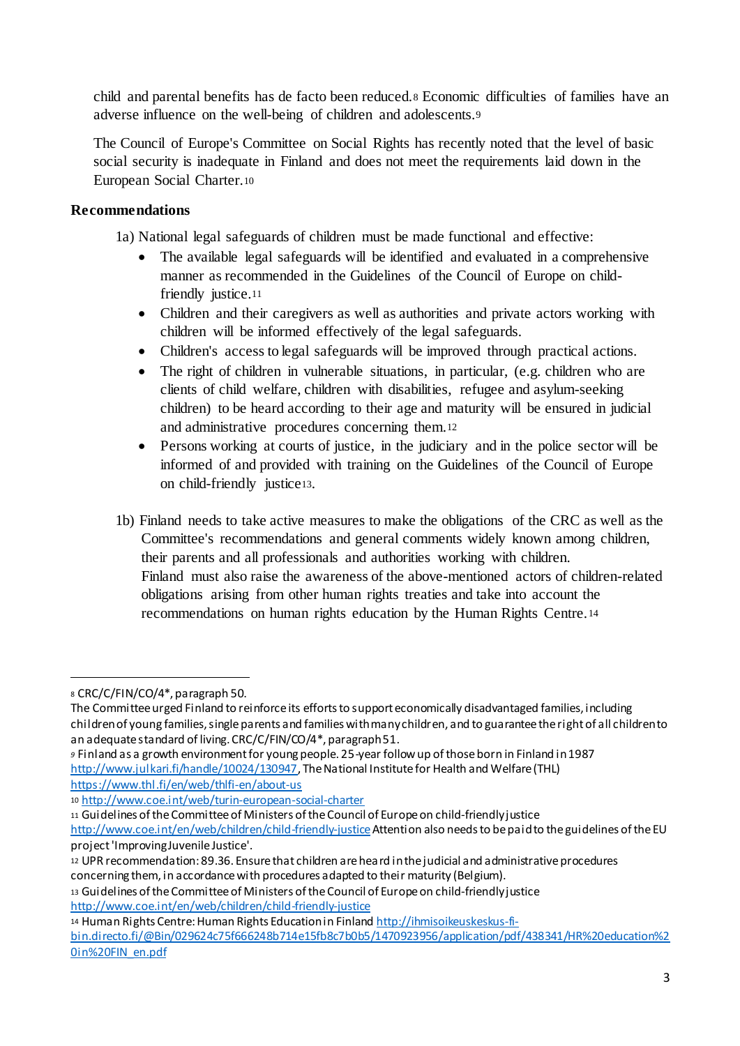child and parental benefits has de facto been reduced.[8] Economic difficulties of families have an adverse influence on the well-being of children and adolescents.[9]

The Council of Europe's Committee on Social Rights has recently noted that the level of basic social security is inadequate in Finland and does not meet the requirements laid down in the European Social Charter.[10]

**Recommendations**

1a) National legal safeguards of children must be made functional and effective:

- The available legal safeguards will be identified and evaluated in a comprehensive manner as recommended in the Guidelines of the Council of Europe on child-friendly justice.[11]
- Children and their caregivers as well as authorities and private actors working with children will be informed effectively of the legal safeguards.
- Children's access to legal safeguards will be improved through practical actions.
- The right of children in vulnerable situations, in particular, (e.g. children who are clients of child welfare, children with disabilities, refugee and asylum-seeking children) to be heard according to their age and maturity will be ensured in judicial and administrative procedures concerning them.[12]
- Persons working at courts of justice, in the judiciary and in the police sector will be informed of and provided with training on the Guidelines of the Council of Europe on child-friendly justice[13].

1b) Finland needs to take active measures to make the obligations of the CRC as well as the Committee's recommendations and general comments widely known among children, their parents and all professionals and authorities working with children. Finland must also raise the awareness of the above-mentioned actors of children-related obligations arising from other human rights treaties and take into account the recommendations on human rights education by the Human Rights Centre.[14]

---

[8] CRC/C/FIN/CO/4*, paragraph 50.
The Committee urged Finland to reinforce its efforts to support economically disadvantaged families, including children of young families, single parents and families with many children, and to guarantee the right of all children to an adequate standard of living. CRC/C/FIN/CO/4*, paragraph 51.

[9] Finland as a growth environment for young people. 25-year follow up of those born in Finland in 1987 http://www.julkari.fi/handle/10024/130947, The National Institute for Health and Welfare (THL) https://www.thl.fi/en/web/thlfi-en/about-us

[10] http://www.coe.int/web/turin-european-social-charter

[11] Guidelines of the Committee of Ministers of the Council of Europe on child-friendly justice http://www.coe.int/en/web/children/child-friendly-justice Attention also needs to be paid to the guidelines of the EU project 'Improving Juvenile Justice'.

[12] UPR recommendation: 89.36. Ensure that children are heard in the judicial and administrative procedures concerning them, in accordance with procedures adapted to their maturity (Belgium).

[13] Guidelines of the Committee of Ministers of the Council of Europe on child-friendly justice http://www.coe.int/en/web/children/child-friendly-justice

[14] Human Rights Centre: Human Rights Education in Finland http://ihmisoikeuskeskus-fi-bin.directo.fi/@Bin/029624c75f666248b714e15fb8c7b0b5/1470923956/application/pdf/438341/HR%20education%20in%20FIN_en.pdf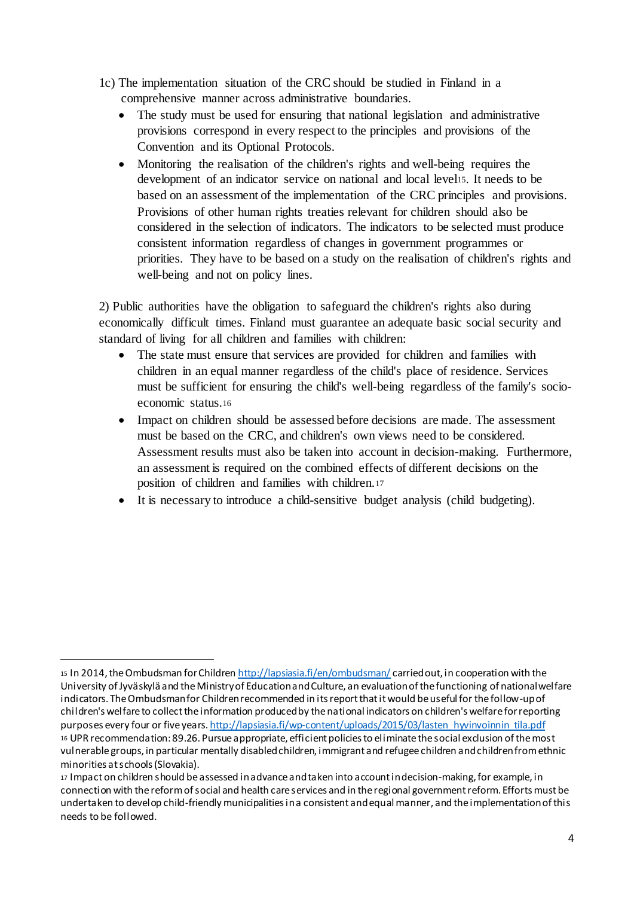1c) The implementation situation of the CRC should be studied in Finland in a comprehensive manner across administrative boundaries.

- The study must be used for ensuring that national legislation and administrative provisions correspond in every respect to the principles and provisions of the Convention and its Optional Protocols.
- Monitoring the realisation of the children's rights and well-being requires the development of an indicator service on national and local level[15]. It needs to be based on an assessment of the implementation of the CRC principles and provisions. Provisions of other human rights treaties relevant for children should also be considered in the selection of indicators. The indicators to be selected must produce consistent information regardless of changes in government programmes or priorities. They have to be based on a study on the realisation of children's rights and well-being and not on policy lines.

2) Public authorities have the obligation to safeguard the children's rights also during economically difficult times. Finland must guarantee an adequate basic social security and standard of living for all children and families with children:

- The state must ensure that services are provided for children and families with children in an equal manner regardless of the child's place of residence. Services must be sufficient for ensuring the child's well-being regardless of the family's socio-economic status.[16]
- Impact on children should be assessed before decisions are made. The assessment must be based on the CRC, and children's own views need to be considered. Assessment results must also be taken into account in decision-making. Furthermore, an assessment is required on the combined effects of different decisions on the position of children and families with children.[17]
- It is necessary to introduce a child-sensitive budget analysis (child budgeting).

---

[15] In 2014, the Ombudsman for Children http://lapsiasia.fi/en/ombudsman/ carried out, in cooperation with the University of Jyväskylä and the Ministry of Education and Culture, an evaluation of the functioning of national welfare indicators. The Ombudsman for Children recommended in its report that it would be useful for the follow-up of children's welfare to collect the information produced by the national indicators on children's welfare for reporting purposes every four or five years. http://lapsiasia.fi/wp-content/uploads/2015/03/lasten_hyvinvoinnin_tila.pdf

[16] UPR recommendation: 89.26. Pursue appropriate, efficient policies to eliminate the social exclusion of the most vulnerable groups, in particular mentally disabled children, immigrant and refugee children and children from ethnic minorities at schools (Slovakia).

[17] Impact on children should be assessed in advance and taken into account in decision-making, for example, in connection with the reform of social and health care services and in the regional government reform. Efforts must be undertaken to develop child-friendly municipalities in a consistent and equal manner, and the implementation of this needs to be followed.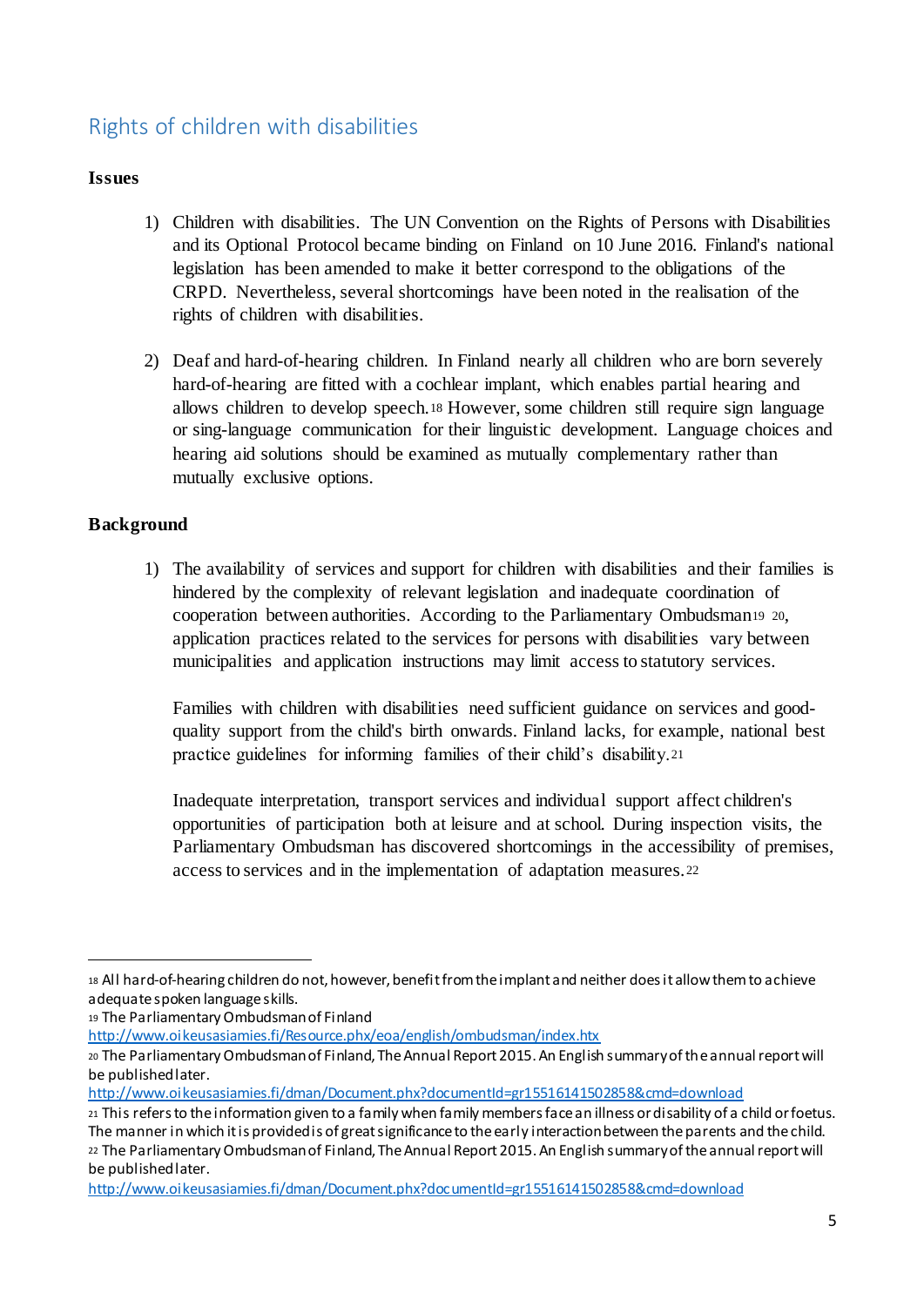## Rights of children with disabilities

**Issues**

1) Children with disabilities. The UN Convention on the Rights of Persons with Disabilities and its Optional Protocol became binding on Finland on 10 June 2016. Finland's national legislation has been amended to make it better correspond to the obligations of the CRPD. Nevertheless, several shortcomings have been noted in the realisation of the rights of children with disabilities.

2) Deaf and hard-of-hearing children. In Finland nearly all children who are born severely hard-of-hearing are fitted with a cochlear implant, which enables partial hearing and allows children to develop speech.[18] However, some children still require sign language or sing-language communication for their linguistic development. Language choices and hearing aid solutions should be examined as mutually complementary rather than mutually exclusive options.

**Background**

1) The availability of services and support for children with disabilities and their families is hindered by the complexity of relevant legislation and inadequate coordination of cooperation between authorities. According to the Parliamentary Ombudsman[19] [20], application practices related to the services for persons with disabilities vary between municipalities and application instructions may limit access to statutory services.

   Families with children with disabilities need sufficient guidance on services and good-quality support from the child's birth onwards. Finland lacks, for example, national best practice guidelines for informing families of their child's disability.[21]

   Inadequate interpretation, transport services and individual support affect children's opportunities of participation both at leisure and at school. During inspection visits, the Parliamentary Ombudsman has discovered shortcomings in the accessibility of premises, access to services and in the implementation of adaptation measures.[22]

---

[18] All hard-of-hearing children do not, however, benefit from the implant and neither does it allow them to achieve adequate spoken language skills.

[19] The Parliamentary Ombudsman of Finland http://www.oikeusasiamies.fi/Resource.phx/eoa/english/ombudsman/index.htx

[20] The Parliamentary Ombudsman of Finland, The Annual Report 2015. An English summary of the annual report will be published later. http://www.oikeusasiamies.fi/dman/Document.phx?documentId=gr15516141502858&cmd=download

[21] This refers to the information given to a family when family members face an illness or disability of a child or foetus. The manner in which it is provided is of great significance to the early interaction between the parents and the child.

[22] The Parliamentary Ombudsman of Finland, The Annual Report 2015. An English summary of the annual report will be published later. http://www.oikeusasiamies.fi/dman/Document.phx?documentId=gr15516141502858&cmd=download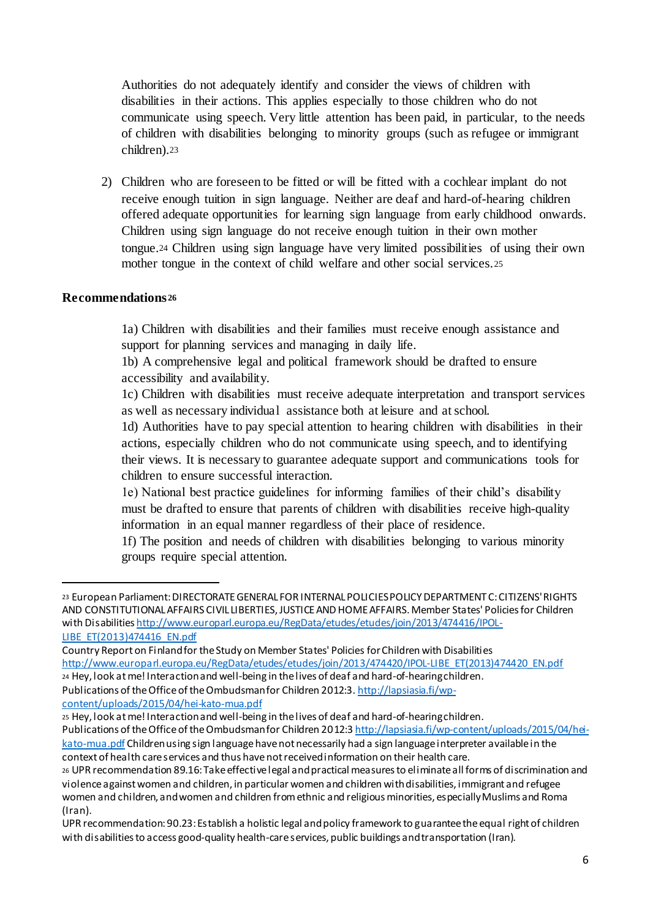Authorities do not adequately identify and consider the views of children with disabilities in their actions. This applies especially to those children who do not communicate using speech. Very little attention has been paid, in particular, to the needs of children with disabilities belonging to minority groups (such as refugee or immigrant children).[23]

2) Children who are foreseen to be fitted or will be fitted with a cochlear implant do not receive enough tuition in sign language. Neither are deaf and hard-of-hearing children offered adequate opportunities for learning sign language from early childhood onwards. Children using sign language do not receive enough tuition in their own mother tongue.[24] Children using sign language have very limited possibilities of using their own mother tongue in the context of child welfare and other social services.[25]

**Recommendations**[26]

1a) Children with disabilities and their families must receive enough assistance and support for planning services and managing in daily life.
1b) A comprehensive legal and political framework should be drafted to ensure accessibility and availability.
1c) Children with disabilities must receive adequate interpretation and transport services as well as necessary individual assistance both at leisure and at school.
1d) Authorities have to pay special attention to hearing children with disabilities in their actions, especially children who do not communicate using speech, and to identifying their views. It is necessary to guarantee adequate support and communications tools for children to ensure successful interaction.
1e) National best practice guidelines for informing families of their child's disability must be drafted to ensure that parents of children with disabilities receive high-quality information in an equal manner regardless of their place of residence.
1f) The position and needs of children with disabilities belonging to various minority groups require special attention.

---

[23] European Parliament: DIRECTORATE GENERAL FOR INTERNAL POLICIES POLICY DEPARTMENT C: CITIZENS' RIGHTS AND CONSTITUTIONAL AFFAIRS CIVIL LIBERTIES, JUSTICE AND HOME AFFAIRS. Member States' Policies for Children with Disabilities http://www.europarl.europa.eu/RegData/etudes/etudes/join/2013/474416/IPOL-LIBE_ET(2013)474416_EN.pdf
Country Report on Finland for the Study on Member States' Policies for Children with Disabilities http://www.europarl.europa.eu/RegData/etudes/etudes/join/2013/474420/IPOL-LIBE_ET(2013)474420_EN.pdf

[24] Hey, look at me! Interaction and well-being in the lives of deaf and hard-of-hearing children. Publications of the Office of the Ombudsman for Children 2012:3. http://lapsiasia.fi/wp-content/uploads/2015/04/hei-kato-mua.pdf

[25] Hey, look at me! Interaction and well-being in the lives of deaf and hard-of-hearing children. Publications of the Office of the Ombudsman for Children 2012:3 http://lapsiasia.fi/wp-content/uploads/2015/04/hei-kato-mua.pdf Children using sign language have not necessarily had a sign language interpreter available in the context of health care services and thus have not received information on their health care.

[26] UPR recommendation 89.16: Take effective legal and practical measures to eliminate all forms of discrimination and violence against women and children, in particular women and children with disabilities, immigrant and refugee women and children, and women and children from ethnic and religious minorities, especially Muslims and Roma (Iran).
UPR recommendation: 90.23: Establish a holistic legal and policy framework to guarantee the equal right of children with disabilities to access good-quality health-care services, public buildings and transportation (Iran).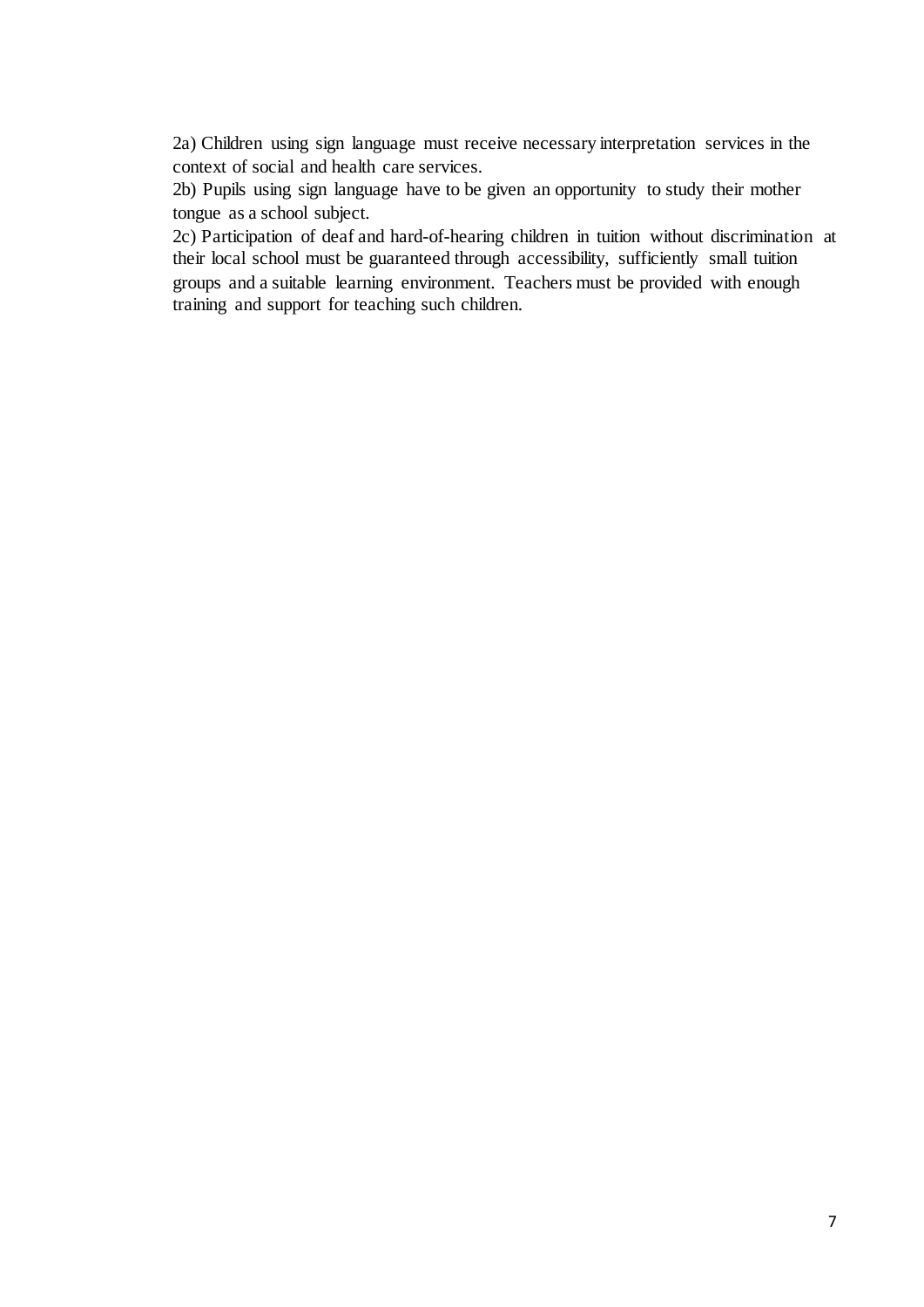2a) Children using sign language must receive necessary interpretation services in the context of social and health care services.

2b) Pupils using sign language have to be given an opportunity to study their mother tongue as a school subject.

2c) Participation of deaf and hard-of-hearing children in tuition without discrimination at their local school must be guaranteed through accessibility, sufficiently small tuition groups and a suitable learning environment. Teachers must be provided with enough training and support for teaching such children.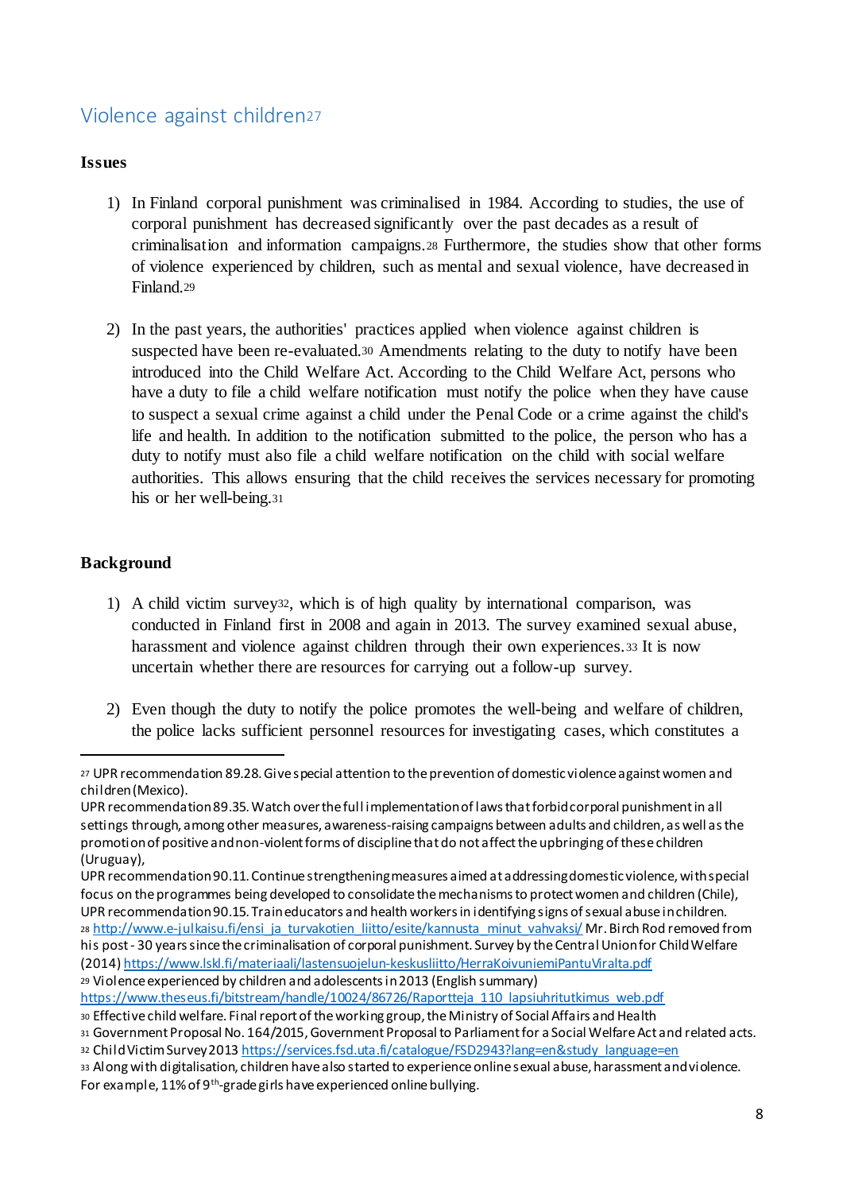## Violence against children[27]

**Issues**

1) In Finland corporal punishment was criminalised in 1984. According to studies, the use of corporal punishment has decreased significantly over the past decades as a result of criminalisation and information campaigns.[28] Furthermore, the studies show that other forms of violence experienced by children, such as mental and sexual violence, have decreased in Finland.[29]

2) In the past years, the authorities' practices applied when violence against children is suspected have been re-evaluated.[30] Amendments relating to the duty to notify have been introduced into the Child Welfare Act. According to the Child Welfare Act, persons who have a duty to file a child welfare notification must notify the police when they have cause to suspect a sexual crime against a child under the Penal Code or a crime against the child's life and health. In addition to the notification submitted to the police, the person who has a duty to notify must also file a child welfare notification on the child with social welfare authorities. This allows ensuring that the child receives the services necessary for promoting his or her well-being.[31]

**Background**

1) A child victim survey[32], which is of high quality by international comparison, was conducted in Finland first in 2008 and again in 2013. The survey examined sexual abuse, harassment and violence against children through their own experiences.[33] It is now uncertain whether there are resources for carrying out a follow-up survey.

2) Even though the duty to notify the police promotes the well-being and welfare of children, the police lacks sufficient personnel resources for investigating cases, which constitutes a

---

[27] UPR recommendation 89.28. Give special attention to the prevention of domestic violence against women and children (Mexico).
UPR recommendation 89.35. Watch over the full implementation of laws that forbid corporal punishment in all settings through, among other measures, awareness-raising campaigns between adults and children, as well as the promotion of positive and non-violent forms of discipline that do not affect the upbringing of these children (Uruguay),
UPR recommendation 90.11. Continue strengthening measures aimed at addressing domestic violence, with special focus on the programmes being developed to consolidate the mechanisms to protect women and children (Chile),
UPR recommendation 90.15. Train educators and health workers in identifying signs of sexual abuse in children.

[28] http://www.e-julkaisu.fi/ensi_ja_turvakotien_liitto/esite/kannusta_minut_vahvaksi/ Mr. Birch Rod removed from his post - 30 years since the criminalisation of corporal punishment. Survey by the Central Union for Child Welfare (2014) https://www.lskl.fi/materiaali/lastensuojelun-keskusliitto/HerraKoivuniemiPantuViralta.pdf

[29] Violence experienced by children and adolescents in 2013 (English summary) https://www.theseus.fi/bitstream/handle/10024/86726/Raportteja_110_lapsiuhritutkimus_web.pdf

[30] Effective child welfare. Final report of the working group, the Ministry of Social Affairs and Health

[31] Government Proposal No. 164/2015, Government Proposal to Parliament for a Social Welfare Act and related acts.

[32] Child Victim Survey 2013 https://services.fsd.uta.fi/catalogue/FSD2943?lang=en&study_language=en

[33] Along with digitalisation, children have also started to experience online sexual abuse, harassment and violence. For example, 11% of 9th-grade girls have experienced online bullying.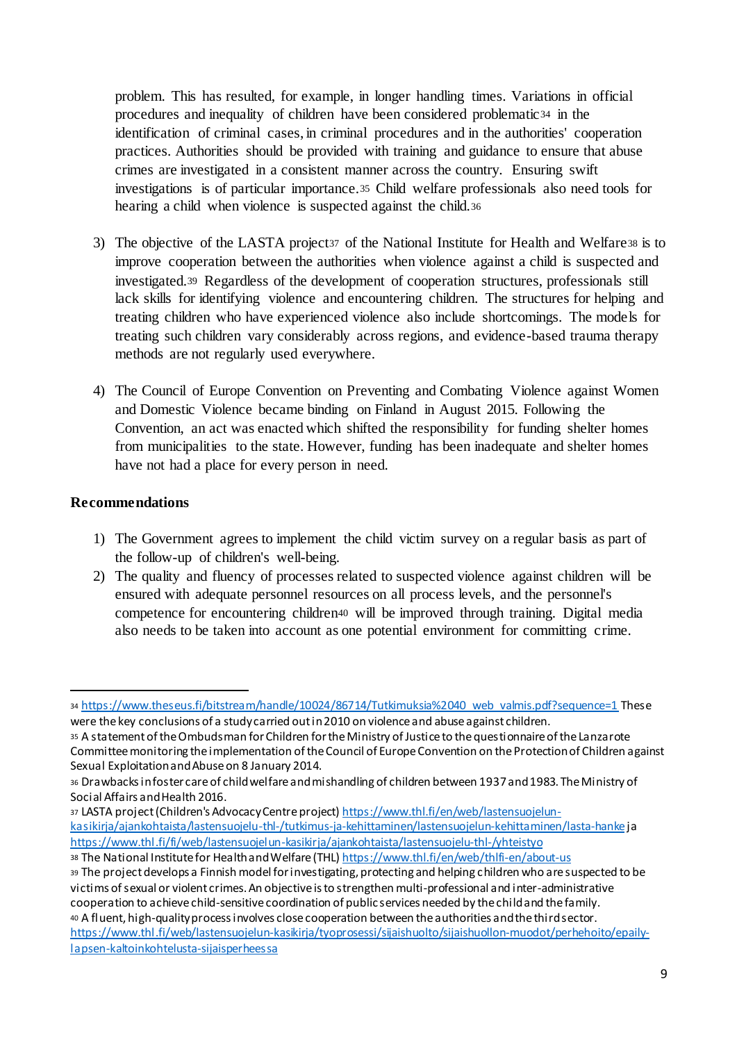problem. This has resulted, for example, in longer handling times. Variations in official procedures and inequality of children have been considered problematic[34] in the identification of criminal cases, in criminal procedures and in the authorities' cooperation practices. Authorities should be provided with training and guidance to ensure that abuse crimes are investigated in a consistent manner across the country. Ensuring swift investigations is of particular importance.[35] Child welfare professionals also need tools for hearing a child when violence is suspected against the child.[36]

3) The objective of the LASTA project[37] of the National Institute for Health and Welfare[38] is to improve cooperation between the authorities when violence against a child is suspected and investigated.[39] Regardless of the development of cooperation structures, professionals still lack skills for identifying violence and encountering children. The structures for helping and treating children who have experienced violence also include shortcomings. The models for treating such children vary considerably across regions, and evidence-based trauma therapy methods are not regularly used everywhere.

4) The Council of Europe Convention on Preventing and Combating Violence against Women and Domestic Violence became binding on Finland in August 2015. Following the Convention, an act was enacted which shifted the responsibility for funding shelter homes from municipalities to the state. However, funding has been inadequate and shelter homes have not had a place for every person in need.

**Recommendations**

1) The Government agrees to implement the child victim survey on a regular basis as part of the follow-up of children's well-being.
2) The quality and fluency of processes related to suspected violence against children will be ensured with adequate personnel resources on all process levels, and the personnel's competence for encountering children[40] will be improved through training. Digital media also needs to be taken into account as one potential environment for committing crime.

---

[34] https://www.theseus.fi/bitstream/handle/10024/86714/Tutkimuksia%2040_web_valmis.pdf?sequence=1 These were the key conclusions of a study carried out in 2010 on violence and abuse against children.

[35] A statement of the Ombudsman for Children for the Ministry of Justice to the questionnaire of the Lanzarote Committee monitoring the implementation of the Council of Europe Convention on the Protection of Children against Sexual Exploitation and Abuse on 8 January 2014.

[36] Drawbacks in foster care of child welfare and mishandling of children between 1937 and 1983. The Ministry of Social Affairs and Health 2016.

[37] LASTA project (Children's Advocacy Centre project) https://www.thl.fi/en/web/lastensuojelun-kasikirja/ajankohtaista/lastensuojelu-thl-/tutkimus-ja-kehittaminen/lastensuojelun-kehittaminen/lasta-hanke ja https://www.thl.fi/fi/web/lastensuojelun-kasikirja/ajankohtaista/lastensuojelu-thl-/yhteistyo

[38] The National Institute for Health and Welfare (THL) https://www.thl.fi/en/web/thlfi-en/about-us

[39] The project develops a Finnish model for investigating, protecting and helping children who are suspected to be victims of sexual or violent crimes. An objective is to strengthen multi-professional and inter-administrative cooperation to achieve child-sensitive coordination of public services needed by the child and the family.

[40] A fluent, high-quality process involves close cooperation between the authorities and the third sector. https://www.thl.fi/web/lastensuojelun-kasikirja/tyoprosessi/sijaishuolto/sijaishuollon-muodot/perhehoito/epaily-lapsen-kaltoinkohtelusta-sijaisperheessa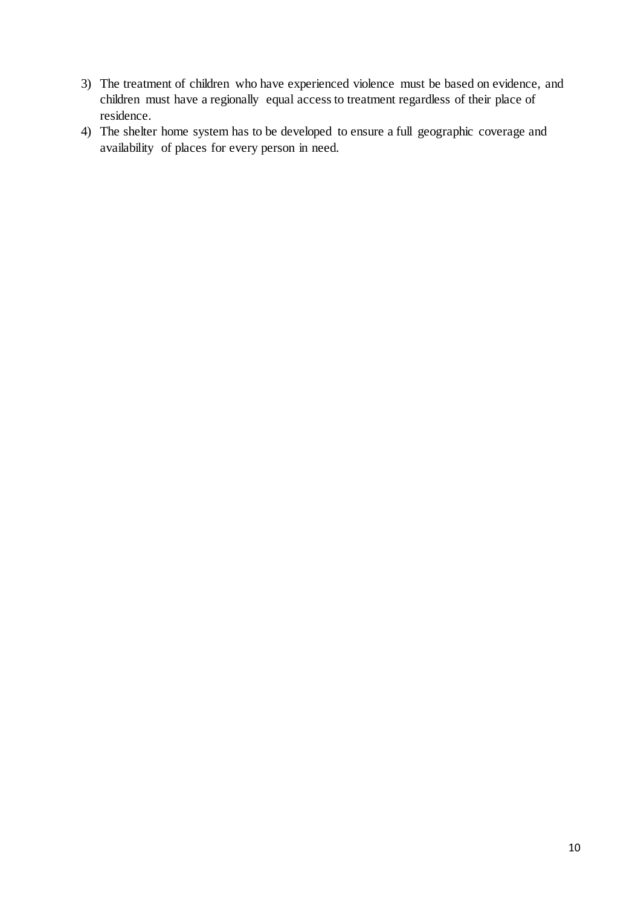3) The treatment of children who have experienced violence must be based on evidence, and children must have a regionally equal access to treatment regardless of their place of residence.
4) The shelter home system has to be developed to ensure a full geographic coverage and availability of places for every person in need.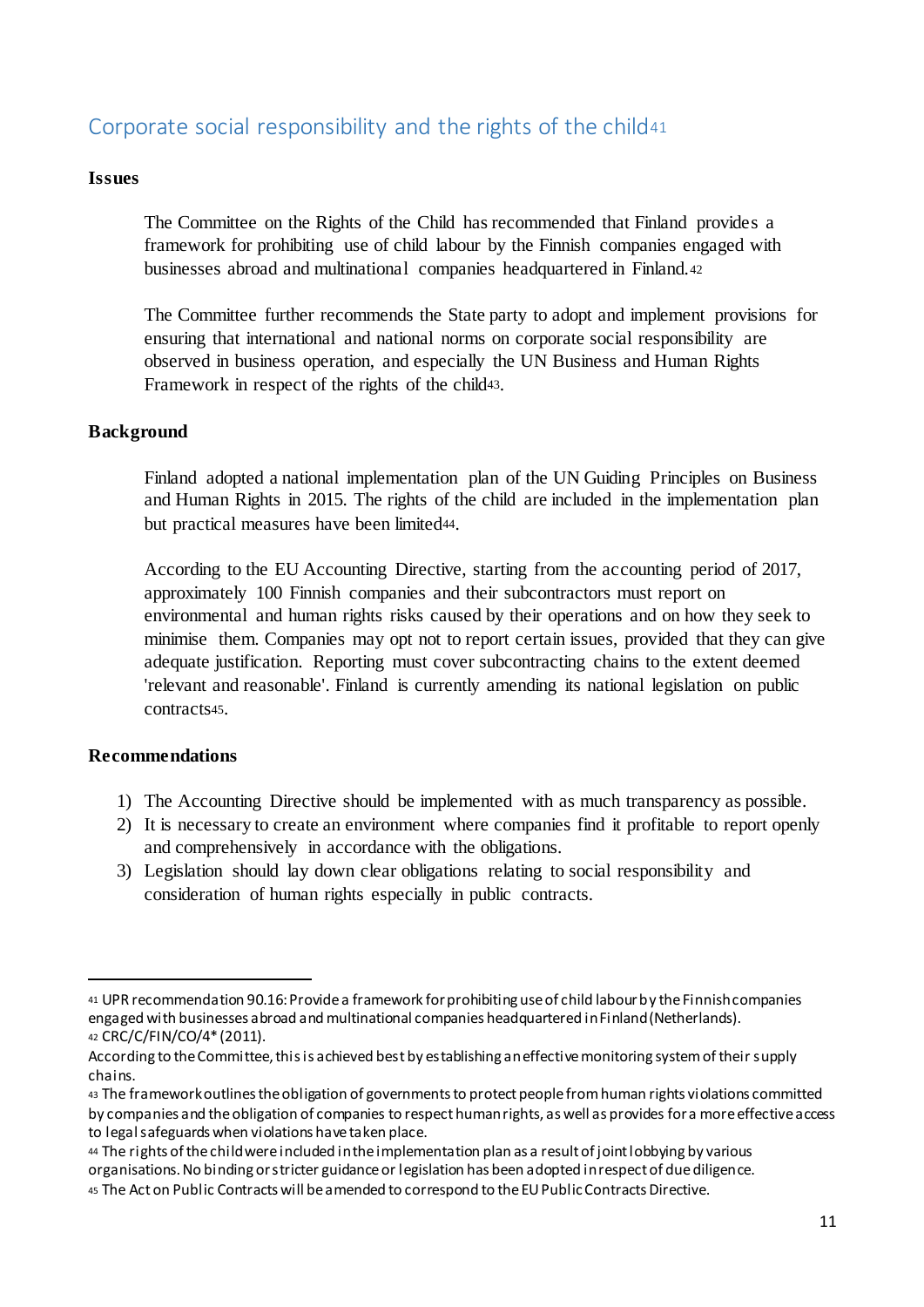## Corporate social responsibility and the rights of the child[41]

**Issues**

The Committee on the Rights of the Child has recommended that Finland provides a framework for prohibiting use of child labour by the Finnish companies engaged with businesses abroad and multinational companies headquartered in Finland.[42]

The Committee further recommends the State party to adopt and implement provisions for ensuring that international and national norms on corporate social responsibility are observed in business operation, and especially the UN Business and Human Rights Framework in respect of the rights of the child[43].

**Background**

Finland adopted a national implementation plan of the UN Guiding Principles on Business and Human Rights in 2015. The rights of the child are included in the implementation plan but practical measures have been limited[44].

According to the EU Accounting Directive, starting from the accounting period of 2017, approximately 100 Finnish companies and their subcontractors must report on environmental and human rights risks caused by their operations and on how they seek to minimise them. Companies may opt not to report certain issues, provided that they can give adequate justification. Reporting must cover subcontracting chains to the extent deemed 'relevant and reasonable'. Finland is currently amending its national legislation on public contracts[45].

**Recommendations**

1) The Accounting Directive should be implemented with as much transparency as possible.
2) It is necessary to create an environment where companies find it profitable to report openly and comprehensively in accordance with the obligations.
3) Legislation should lay down clear obligations relating to social responsibility and consideration of human rights especially in public contracts.

---

[41] UPR recommendation 90.16: Provide a framework for prohibiting use of child labour by the Finnish companies engaged with businesses abroad and multinational companies headquartered in Finland (Netherlands).

[42] CRC/C/FIN/CO/4* (2011).
According to the Committee, this is achieved best by establishing an effective monitoring system of their supply chains.

[43] The framework outlines the obligation of governments to protect people from human rights violations committed by companies and the obligation of companies to respect human rights, as well as provides for a more effective access to legal safeguards when violations have taken place.

[44] The rights of the child were included in the implementation plan as a result of joint lobbying by various organisations. No binding or stricter guidance or legislation has been adopted in respect of due diligence.

[45] The Act on Public Contracts will be amended to correspond to the EU Public Contracts Directive.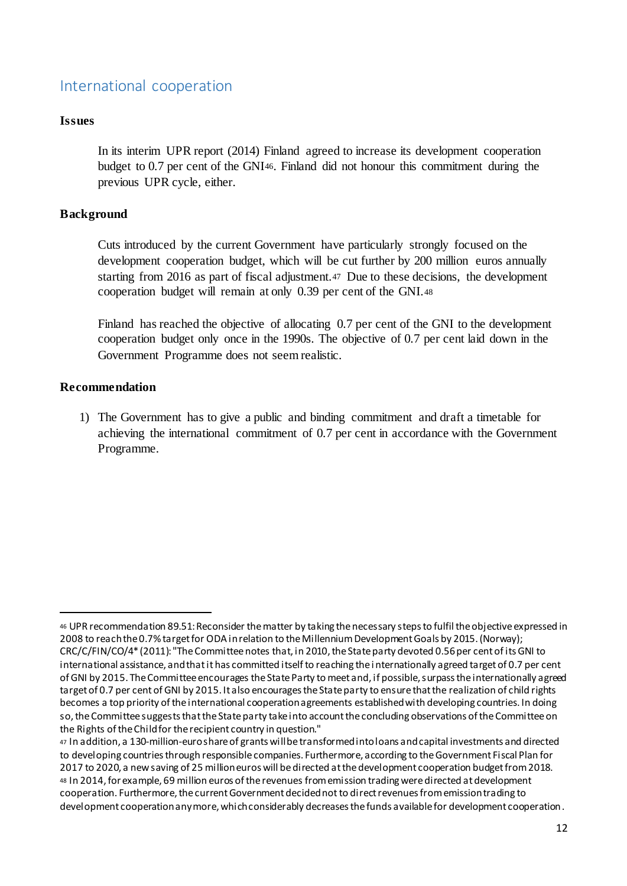## International cooperation

### Issues

In its interim UPR report (2014) Finland agreed to increase its development cooperation budget to 0.7 per cent of the GNI[46]. Finland did not honour this commitment during the previous UPR cycle, either.

### Background

Cuts introduced by the current Government have particularly strongly focused on the development cooperation budget, which will be cut further by 200 million euros annually starting from 2016 as part of fiscal adjustment.[47] Due to these decisions, the development cooperation budget will remain at only 0.39 per cent of the GNI.[48]

Finland has reached the objective of allocating 0.7 per cent of the GNI to the development cooperation budget only once in the 1990s. The objective of 0.7 per cent laid down in the Government Programme does not seem realistic.

### Recommendation

1) The Government has to give a public and binding commitment and draft a timetable for achieving the international commitment of 0.7 per cent in accordance with the Government Programme.

---

[46] UPR recommendation 89.51: Reconsider the matter by taking the necessary steps to fulfil the objective expressed in 2008 to reach the 0.7% target for ODA in relation to the Millennium Development Goals by 2015. (Norway); CRC/C/FIN/CO/4* (2011): "The Committee notes that, in 2010, the State party devoted 0.56 per cent of its GNI to international assistance, and that it has committed itself to reaching the internationally agreed target of 0.7 per cent of GNI by 2015. The Committee encourages the State Party to meet and, if possible, surpass the internationally agreed target of 0.7 per cent of GNI by 2015. It also encourages the State party to ensure that the realization of child rights becomes a top priority of the international cooperation agreements established with developing countries. In doing so, the Committee suggests that the State party take into account the concluding observations of the Committee on the Rights of the Child for the recipient country in question."

[47] In addition, a 130-million-euro share of grants will be transformed into loans and capital investments and directed to developing countries through responsible companies. Furthermore, according to the Government Fiscal Plan for 2017 to 2020, a new saving of 25 million euros will be directed at the development cooperation budget from 2018.

[48] In 2014, for example, 69 million euros of the revenues from emission trading were directed at development cooperation. Furthermore, the current Government decided not to direct revenues from emission trading to development cooperation anymore, which considerably decreases the funds available for development cooperation.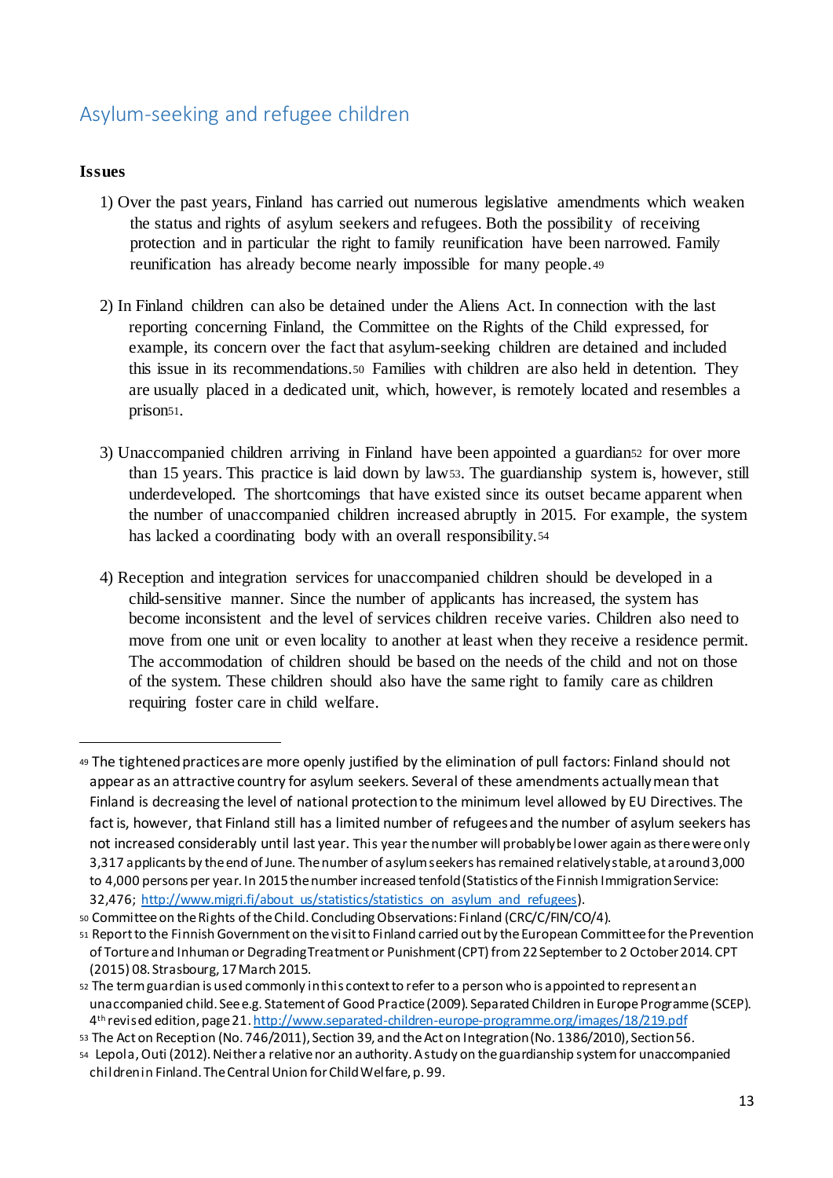## Asylum-seeking and refugee children

### Issues

1) Over the past years, Finland has carried out numerous legislative amendments which weaken the status and rights of asylum seekers and refugees. Both the possibility of receiving protection and in particular the right to family reunification have been narrowed. Family reunification has already become nearly impossible for many people.[49]

2) In Finland children can also be detained under the Aliens Act. In connection with the last reporting concerning Finland, the Committee on the Rights of the Child expressed, for example, its concern over the fact that asylum-seeking children are detained and included this issue in its recommendations.[50] Families with children are also held in detention. They are usually placed in a dedicated unit, which, however, is remotely located and resembles a prison[51].

3) Unaccompanied children arriving in Finland have been appointed a guardian[52] for over more than 15 years. This practice is laid down by law[53]. The guardianship system is, however, still underdeveloped. The shortcomings that have existed since its outset became apparent when the number of unaccompanied children increased abruptly in 2015. For example, the system has lacked a coordinating body with an overall responsibility.[54]

4) Reception and integration services for unaccompanied children should be developed in a child-sensitive manner. Since the number of applicants has increased, the system has become inconsistent and the level of services children receive varies. Children also need to move from one unit or even locality to another at least when they receive a residence permit. The accommodation of children should be based on the needs of the child and not on those of the system. These children should also have the same right to family care as children requiring foster care in child welfare.

---

[49] The tightened practices are more openly justified by the elimination of pull factors: Finland should not appear as an attractive country for asylum seekers. Several of these amendments actually mean that Finland is decreasing the level of national protection to the minimum level allowed by EU Directives. The fact is, however, that Finland still has a limited number of refugees and the number of asylum seekers has not increased considerably until last year. This year the number will probably be lower again as there were only 3,317 applicants by the end of June. The number of asylum seekers has remained relatively stable, at around 3,000 to 4,000 persons per year. In 2015 the number increased tenfold (Statistics of the Finnish Immigration Service: 32,476; http://www.migri.fi/about_us/statistics/statistics_on_asylum_and_refugees).

[50] Committee on the Rights of the Child. Concluding Observations: Finland (CRC/C/FIN/CO/4).

[51] Report to the Finnish Government on the visit to Finland carried out by the European Committee for the Prevention of Torture and Inhuman or Degrading Treatment or Punishment (CPT) from 22 September to 2 October 2014. CPT (2015) 08. Strasbourg, 17 March 2015.

[52] The term guardian is used commonly in this context to refer to a person who is appointed to represent an unaccompanied child. See e.g. Statement of Good Practice (2009). Separated Children in Europe Programme (SCEP). 4th revised edition, page 21. http://www.separated-children-europe-programme.org/images/18/219.pdf

[53] The Act on Reception (No. 746/2011), Section 39, and the Act on Integration (No. 1386/2010), Section 56.

[54] Lepola, Outi (2012). Neither a relative nor an authority. A study on the guardianship system for unaccompanied children in Finland. The Central Union for Child Welfare, p. 99.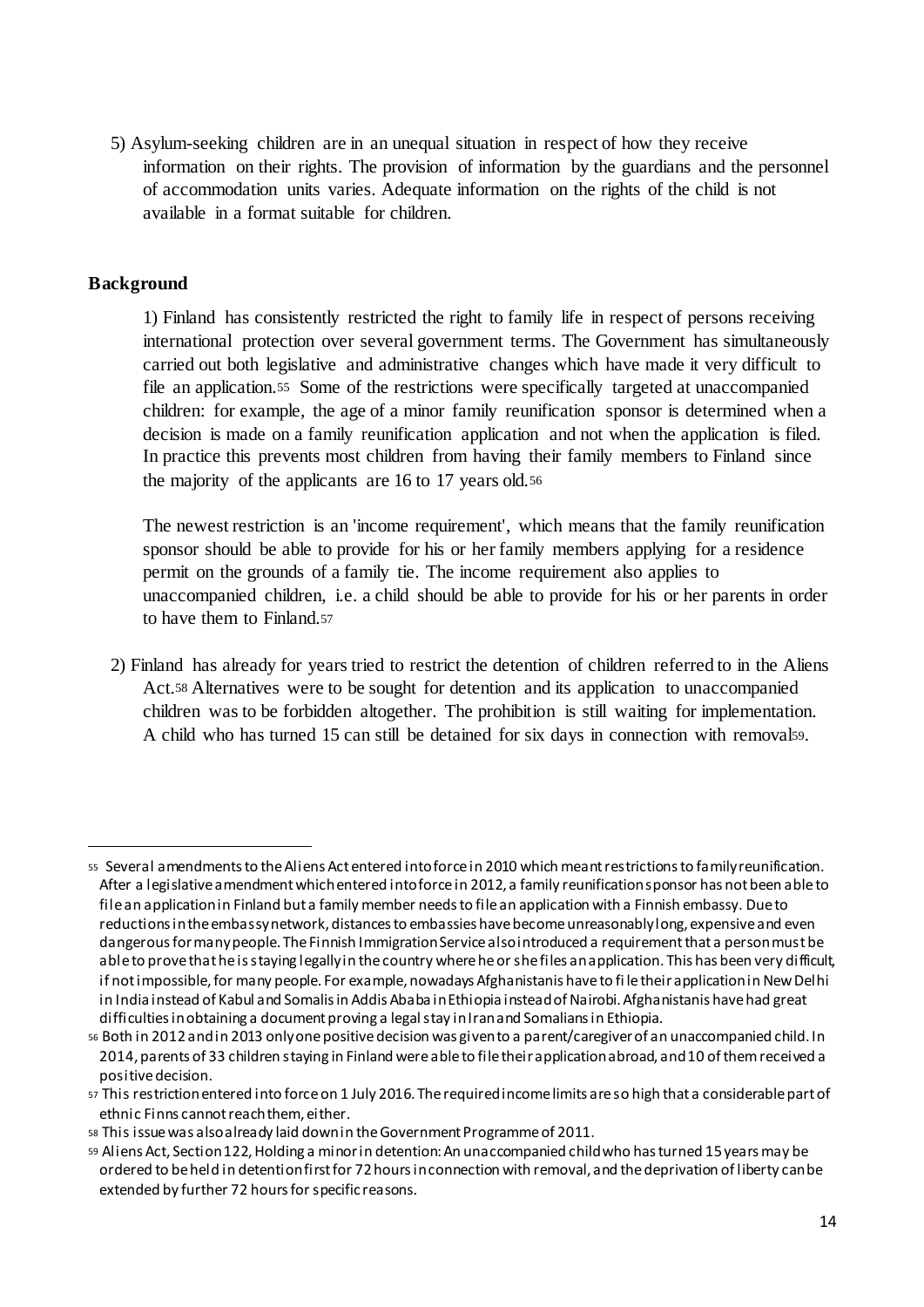5) Asylum-seeking children are in an unequal situation in respect of how they receive information on their rights. The provision of information by the guardians and the personnel of accommodation units varies. Adequate information on the rights of the child is not available in a format suitable for children.

**Background**

1) Finland has consistently restricted the right to family life in respect of persons receiving international protection over several government terms. The Government has simultaneously carried out both legislative and administrative changes which have made it very difficult to file an application.[55] Some of the restrictions were specifically targeted at unaccompanied children: for example, the age of a minor family reunification sponsor is determined when a decision is made on a family reunification application and not when the application is filed. In practice this prevents most children from having their family members to Finland since the majority of the applicants are 16 to 17 years old.[56]

The newest restriction is an 'income requirement', which means that the family reunification sponsor should be able to provide for his or her family members applying for a residence permit on the grounds of a family tie. The income requirement also applies to unaccompanied children, i.e. a child should be able to provide for his or her parents in order to have them to Finland.[57]

2) Finland has already for years tried to restrict the detention of children referred to in the Aliens Act.[58] Alternatives were to be sought for detention and its application to unaccompanied children was to be forbidden altogether. The prohibition is still waiting for implementation. A child who has turned 15 can still be detained for six days in connection with removal[59].

---

[55] Several amendments to the Aliens Act entered into force in 2010 which meant restrictions to family reunification. After a legislative amendment which entered into force in 2012, a family reunification sponsor has not been able to file an application in Finland but a family member needs to file an application with a Finnish embassy. Due to reductions in the embassy network, distances to embassies have become unreasonably long, expensive and even dangerous for many people. The Finnish Immigration Service also introduced a requirement that a person must be able to prove that he is staying legally in the country where he or she files an application. This has been very difficult, if not impossible, for many people. For example, nowadays Afghanistanis have to file their application in New Delhi in India instead of Kabul and Somalis in Addis Ababa in Ethiopia instead of Nairobi. Afghanistanis have had great difficulties in obtaining a document proving a legal stay in Iran and Somalians in Ethiopia.

[56] Both in 2012 and in 2013 only one positive decision was given to a parent/caregiver of an unaccompanied child. In 2014, parents of 33 children staying in Finland were able to file their application abroad, and 10 of them received a positive decision.

[57] This restriction entered into force on 1 July 2016. The required income limits are so high that a considerable part of ethnic Finns cannot reach them, either.

[58] This issue was also already laid down in the Government Programme of 2011.

[59] Aliens Act, Section 122, Holding a minor in detention: An unaccompanied child who has turned 15 years may be ordered to be held in detention first for 72 hours in connection with removal, and the deprivation of liberty can be extended by further 72 hours for specific reasons.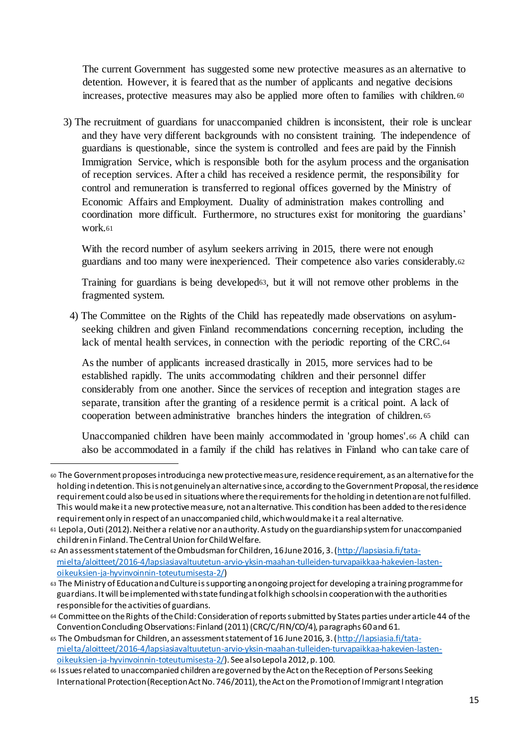The current Government has suggested some new protective measures as an alternative to detention. However, it is feared that as the number of applicants and negative decisions increases, protective measures may also be applied more often to families with children.[60]

3) The recruitment of guardians for unaccompanied children is inconsistent, their role is unclear and they have very different backgrounds with no consistent training. The independence of guardians is questionable, since the system is controlled and fees are paid by the Finnish Immigration Service, which is responsible both for the asylum process and the organisation of reception services. After a child has received a residence permit, the responsibility for control and remuneration is transferred to regional offices governed by the Ministry of Economic Affairs and Employment. Duality of administration makes controlling and coordination more difficult. Furthermore, no structures exist for monitoring the guardians' work.[61]

   With the record number of asylum seekers arriving in 2015, there were not enough guardians and too many were inexperienced. Their competence also varies considerably.[62]

   Training for guardians is being developed[63], but it will not remove other problems in the fragmented system.

4) The Committee on the Rights of the Child has repeatedly made observations on asylum-seeking children and given Finland recommendations concerning reception, including the lack of mental health services, in connection with the periodic reporting of the CRC.[64]

   As the number of applicants increased drastically in 2015, more services had to be established rapidly. The units accommodating children and their personnel differ considerably from one another. Since the services of reception and integration stages are separate, transition after the granting of a residence permit is a critical point. A lack of cooperation between administrative branches hinders the integration of children.[65]

   Unaccompanied children have been mainly accommodated in 'group homes'.[66] A child can also be accommodated in a family if the child has relatives in Finland who can take care of

---

[60] The Government proposes introducing a new protective measure, residence requirement, as an alternative for the holding in detention. This is not genuinely an alternative since, according to the Government Proposal, the residence requirement could also be used in situations where the requirements for the holding in detention are not fulfilled. This would make it a new protective measure, not an alternative. This condition has been added to the residence requirement only in respect of an unaccompanied child, which would make it a real alternative.

[61] Lepola, Outi (2012). Neither a relative nor an authority. A study on the guardianship system for unaccompanied children in Finland. The Central Union for Child Welfare.

[62] An assessment statement of the Ombudsman for Children, 16 June 2016, 3. (http://lapsiasia.fi/tata-mielta/aloitteet/2016-4/lapsiasiavaltuutetun-arvio-yksin-maahan-tulleiden-turvapaikkaa-hakevien-lasten-oikeuksien-ja-hyvinvoinnin-toteutumisesta-2/)

[63] The Ministry of Education and Culture is supporting an ongoing project for developing a training programme for guardians. It will be implemented with state funding at folk high schools in cooperation with the authorities responsible for the activities of guardians.

[64] Committee on the Rights of the Child: Consideration of reports submitted by States parties under article 44 of the Convention Concluding Observations: Finland (2011) (CRC/C/FIN/CO/4), paragraphs 60 and 61.

[65] The Ombudsman for Children, an assessment statement of 16 June 2016, 3. (http://lapsiasia.fi/tata-mielta/aloitteet/2016-4/lapsiasiavaltuutetun-arvio-yksin-maahan-tulleiden-turvapaikkaa-hakevien-lasten-oikeuksien-ja-hyvinvoinnin-toteutumisesta-2/). See also Lepola 2012, p. 100.

[66] Issues related to unaccompanied children are governed by the Act on the Reception of Persons Seeking International Protection (Reception Act No. 746/2011), the Act on the Promotion of Immigrant Integration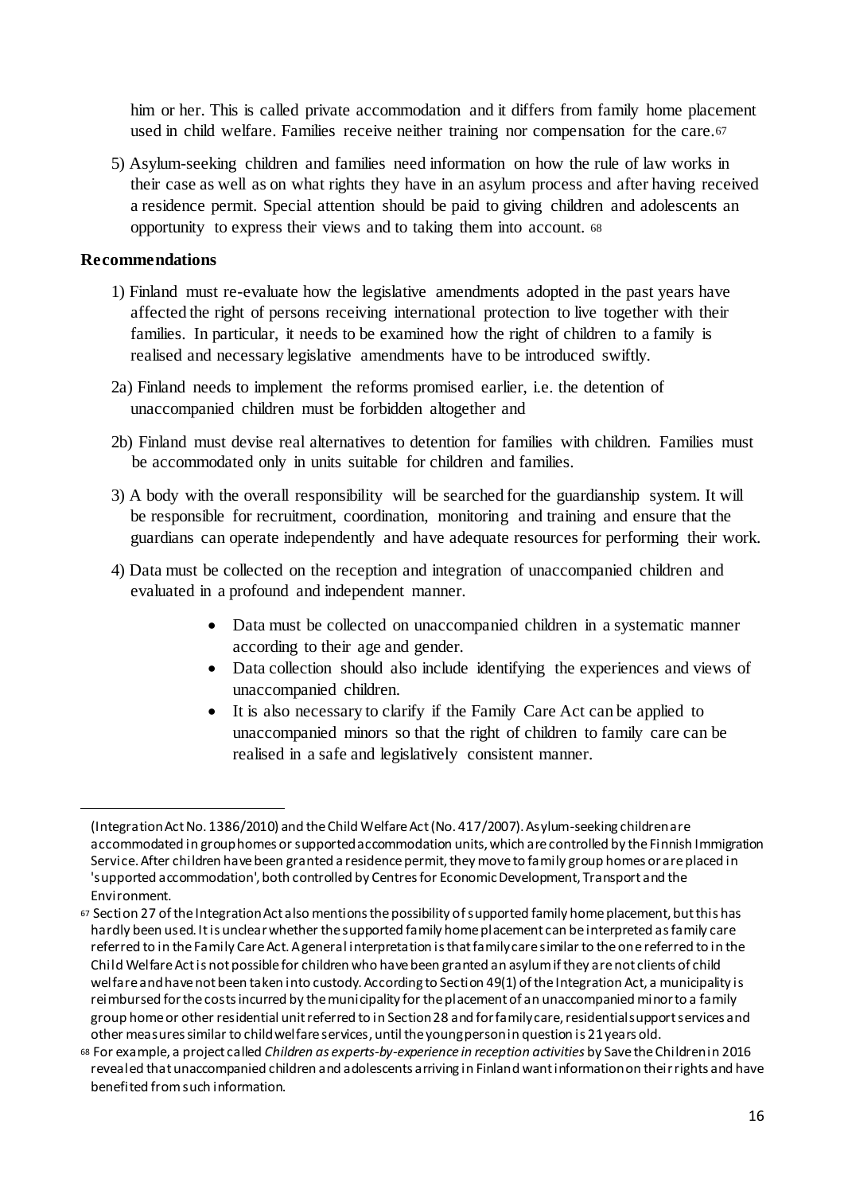him or her. This is called private accommodation and it differs from family home placement used in child welfare. Families receive neither training nor compensation for the care.[67]

5) Asylum-seeking children and families need information on how the rule of law works in their case as well as on what rights they have in an asylum process and after having received a residence permit. Special attention should be paid to giving children and adolescents an opportunity to express their views and to taking them into account. [68]

**Recommendations**

1) Finland must re-evaluate how the legislative amendments adopted in the past years have affected the right of persons receiving international protection to live together with their families. In particular, it needs to be examined how the right of children to a family is realised and necessary legislative amendments have to be introduced swiftly.

2a) Finland needs to implement the reforms promised earlier, i.e. the detention of unaccompanied children must be forbidden altogether and

2b) Finland must devise real alternatives to detention for families with children. Families must be accommodated only in units suitable for children and families.

3) A body with the overall responsibility will be searched for the guardianship system. It will be responsible for recruitment, coordination, monitoring and training and ensure that the guardians can operate independently and have adequate resources for performing their work.

4) Data must be collected on the reception and integration of unaccompanied children and evaluated in a profound and independent manner.

- Data must be collected on unaccompanied children in a systematic manner according to their age and gender.
- Data collection should also include identifying the experiences and views of unaccompanied children.
- It is also necessary to clarify if the Family Care Act can be applied to unaccompanied minors so that the right of children to family care can be realised in a safe and legislatively consistent manner.

---

(Integration Act No. 1386/2010) and the Child Welfare Act (No. 417/2007). Asylum-seeking children are accommodated in group homes or supported accommodation units, which are controlled by the Finnish Immigration Service. After children have been granted a residence permit, they move to family group homes or are placed in 'supported accommodation', both controlled by Centres for Economic Development, Transport and the Environment.

[67] Section 27 of the Integration Act also mentions the possibility of supported family home placement, but this has hardly been used. It is unclear whether the supported family home placement can be interpreted as family care referred to in the Family Care Act. A general interpretation is that family care similar to the one referred to in the Child Welfare Act is not possible for children who have been granted an asylum if they are not clients of child welfare and have not been taken into custody. According to Section 49(1) of the Integration Act, a municipality is reimbursed for the costs incurred by the municipality for the placement of an unaccompanied minor to a family group home or other residential unit referred to in Section 28 and for family care, residential support services and other measures similar to child welfare services, until the young person in question is 21 years old.

[68] For example, a project called *Children as experts-by-experience in reception activities* by Save the Children in 2016 revealed that unaccompanied children and adolescents arriving in Finland want information on their rights and have benefited from such information.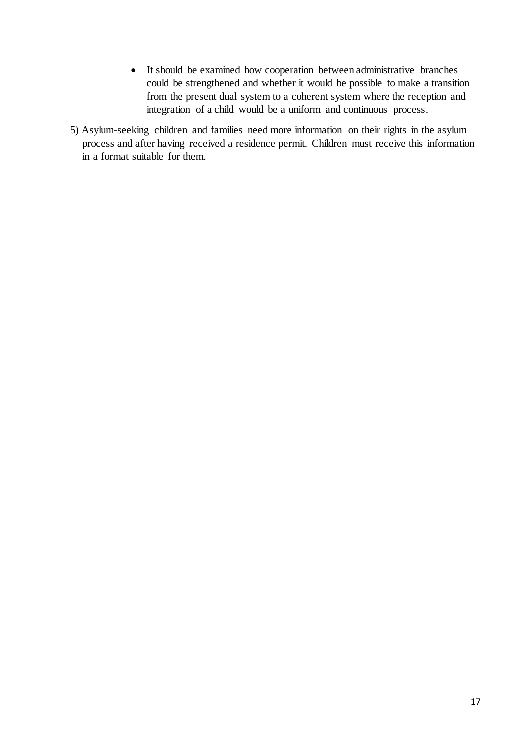- It should be examined how cooperation between administrative branches could be strengthened and whether it would be possible to make a transition from the present dual system to a coherent system where the reception and integration of a child would be a uniform and continuous process.

5) Asylum-seeking children and families need more information on their rights in the asylum process and after having received a residence permit. Children must receive this information in a format suitable for them.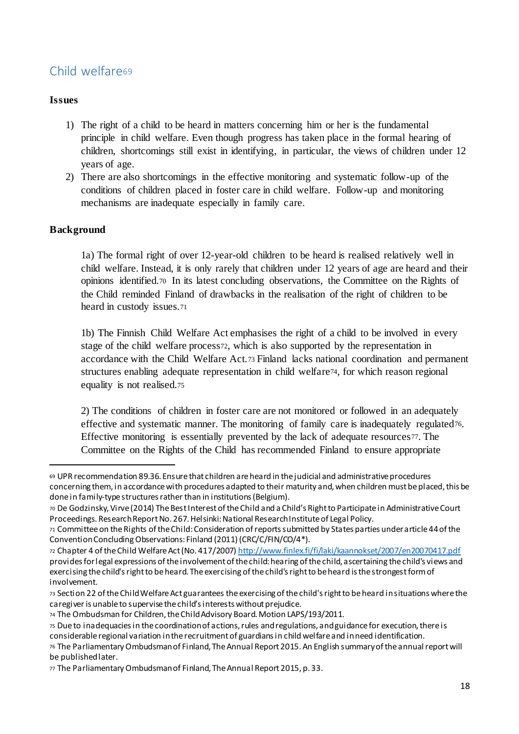## Child welfare[69]

**Issues**

1) The right of a child to be heard in matters concerning him or her is the fundamental principle in child welfare. Even though progress has taken place in the formal hearing of children, shortcomings still exist in identifying, in particular, the views of children under 12 years of age.
2) There are also shortcomings in the effective monitoring and systematic follow-up of the conditions of children placed in foster care in child welfare. Follow-up and monitoring mechanisms are inadequate especially in family care.

**Background**

1a) The formal right of over 12-year-old children to be heard is realised relatively well in child welfare. Instead, it is only rarely that children under 12 years of age are heard and their opinions identified.[70] In its latest concluding observations, the Committee on the Rights of the Child reminded Finland of drawbacks in the realisation of the right of children to be heard in custody issues.[71]

1b) The Finnish Child Welfare Act emphasises the right of a child to be involved in every stage of the child welfare process[72], which is also supported by the representation in accordance with the Child Welfare Act.[73] Finland lacks national coordination and permanent structures enabling adequate representation in child welfare[74], for which reason regional equality is not realised.[75]

2) The conditions of children in foster care are not monitored or followed in an adequately effective and systematic manner. The monitoring of family care is inadequately regulated[76]. Effective monitoring is essentially prevented by the lack of adequate resources[77]. The Committee on the Rights of the Child has recommended Finland to ensure appropriate

---

[69] UPR recommendation 89.36. Ensure that children are heard in the judicial and administrative procedures concerning them, in accordance with procedures adapted to their maturity and, when children must be placed, this be done in family-type structures rather than in institutions (Belgium).

[70] De Godzinsky, Virve (2014) The Best Interest of the Child and a Child's Right to Participate in Administrative Court Proceedings. Research Report No. 267. Helsinki: National Research Institute of Legal Policy.

[71] Committee on the Rights of the Child: Consideration of reports submitted by States parties under article 44 of the Convention Concluding Observations: Finland (2011) (CRC/C/FIN/CO/4*).

[72] Chapter 4 of the Child Welfare Act (No. 417/2007) http://www.finlex.fi/fi/laki/kaannokset/2007/en20070417.pdf provides for legal expressions of the involvement of the child: hearing of the child, ascertaining the child's views and exercising the child's right to be heard. The exercising of the child's right to be heard is the strongest form of involvement.

[73] Section 22 of the Child Welfare Act guarantees the exercising of the child's right to be heard in situations where the caregiver is unable to supervise the child's interests without prejudice.

[74] The Ombudsman for Children, the Child Advisory Board. Motion LAPS/193/2011.

[75] Due to inadequacies in the coordination of actions, rules and regulations, and guidance for execution, there is considerable regional variation in the recruitment of guardians in child welfare and in need identification.

[76] The Parliamentary Ombudsman of Finland, The Annual Report 2015. An English summary of the annual report will be published later.

[77] The Parliamentary Ombudsman of Finland, The Annual Report 2015, p. 33.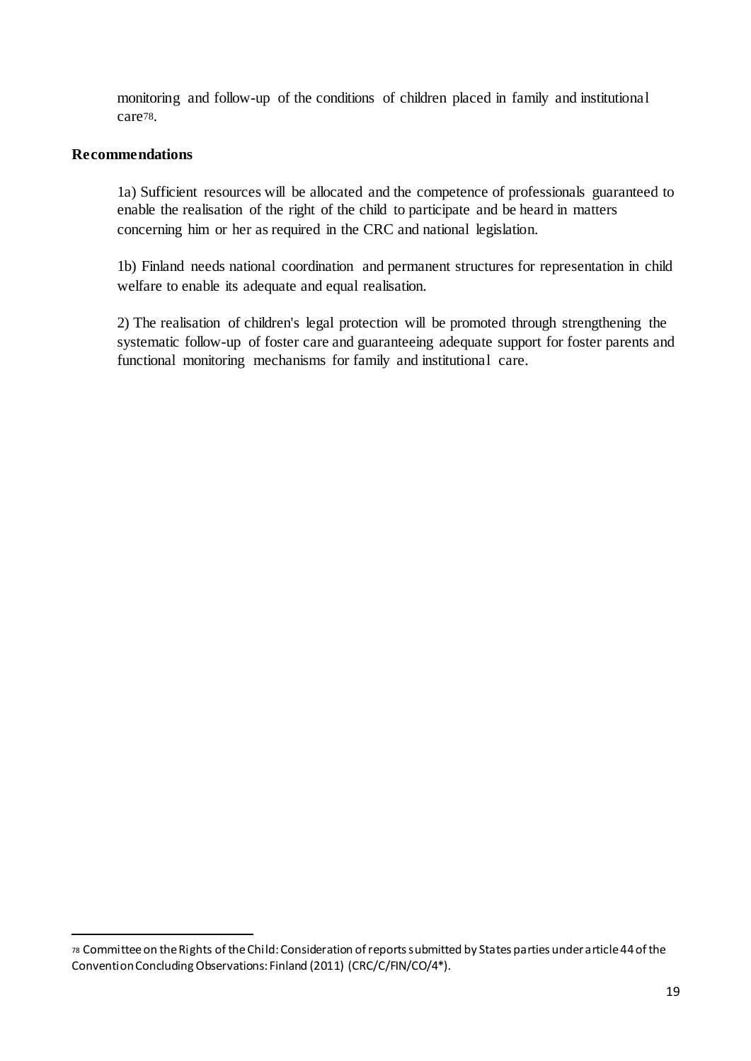monitoring and follow-up of the conditions of children placed in family and institutional care[78].

**Recommendations**

1a) Sufficient resources will be allocated and the competence of professionals guaranteed to enable the realisation of the right of the child to participate and be heard in matters concerning him or her as required in the CRC and national legislation.

1b) Finland needs national coordination and permanent structures for representation in child welfare to enable its adequate and equal realisation.

2) The realisation of children's legal protection will be promoted through strengthening the systematic follow-up of foster care and guaranteeing adequate support for foster parents and functional monitoring mechanisms for family and institutional care.

---

[78] Committee on the Rights of the Child: Consideration of reports submitted by States parties under article 44 of the Convention Concluding Observations: Finland (2011) (CRC/C/FIN/CO/4*).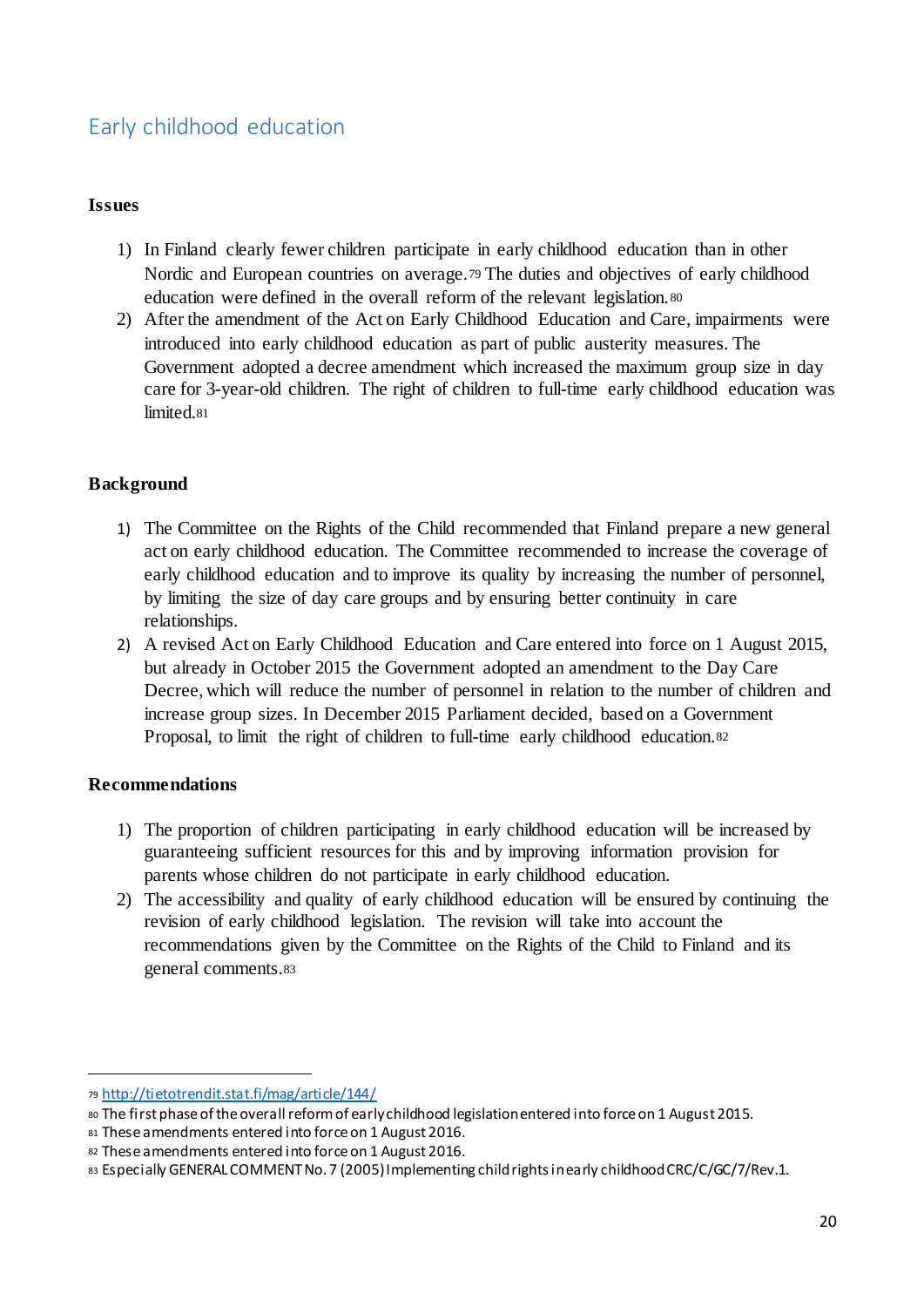## Early childhood education

### Issues

1) In Finland clearly fewer children participate in early childhood education than in other Nordic and European countries on average.[79] The duties and objectives of early childhood education were defined in the overall reform of the relevant legislation.[80]
2) After the amendment of the Act on Early Childhood Education and Care, impairments were introduced into early childhood education as part of public austerity measures. The Government adopted a decree amendment which increased the maximum group size in day care for 3-year-old children. The right of children to full-time early childhood education was limited.[81]

### Background

1) The Committee on the Rights of the Child recommended that Finland prepare a new general act on early childhood education. The Committee recommended to increase the coverage of early childhood education and to improve its quality by increasing the number of personnel, by limiting the size of day care groups and by ensuring better continuity in care relationships.
2) A revised Act on Early Childhood Education and Care entered into force on 1 August 2015, but already in October 2015 the Government adopted an amendment to the Day Care Decree, which will reduce the number of personnel in relation to the number of children and increase group sizes. In December 2015 Parliament decided, based on a Government Proposal, to limit the right of children to full-time early childhood education.[82]

### Recommendations

1) The proportion of children participating in early childhood education will be increased by guaranteeing sufficient resources for this and by improving information provision for parents whose children do not participate in early childhood education.
2) The accessibility and quality of early childhood education will be ensured by continuing the revision of early childhood legislation. The revision will take into account the recommendations given by the Committee on the Rights of the Child to Finland and its general comments.[83]

---

[79] http://tietotrendit.stat.fi/mag/article/144/

[80] The first phase of the overall reform of early childhood legislation entered into force on 1 August 2015.

[81] These amendments entered into force on 1 August 2016.

[82] These amendments entered into force on 1 August 2016.

[83] Especially GENERAL COMMENT No. 7 (2005) Implementing child rights in early childhood CRC/C/GC/7/Rev.1.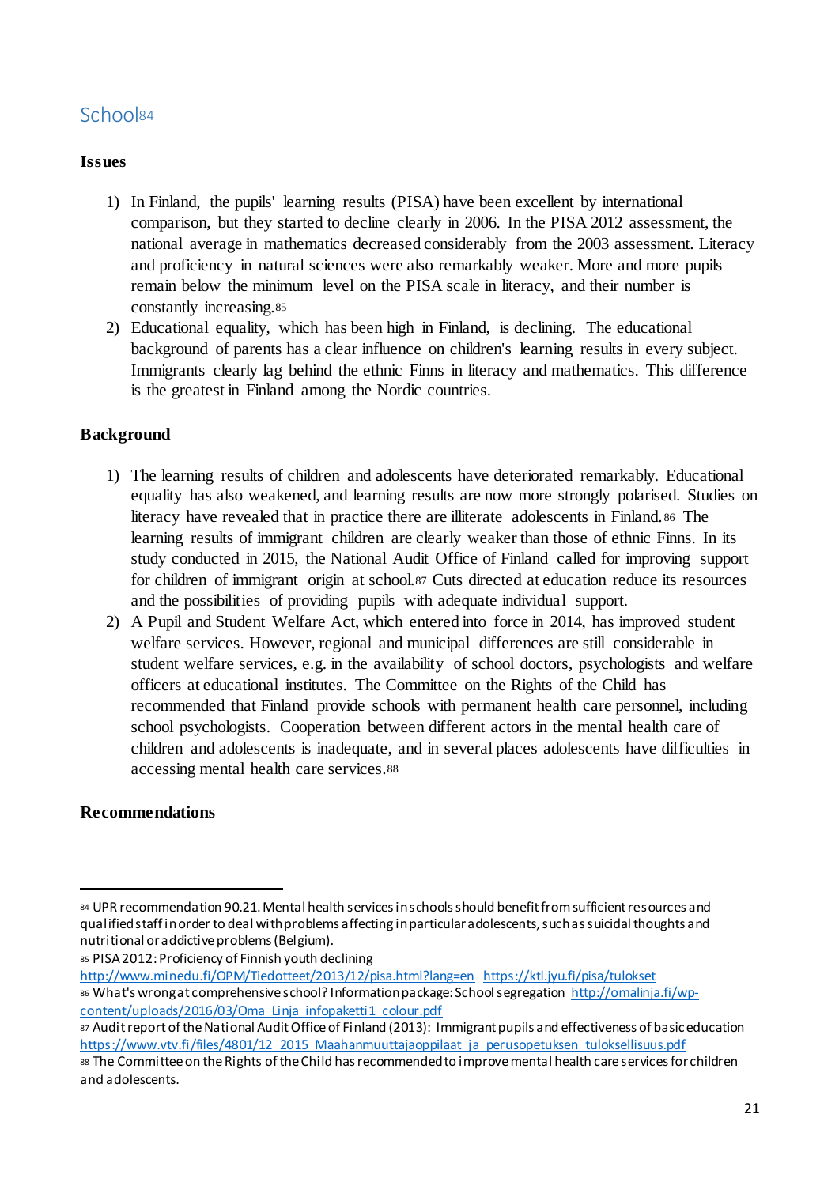## School[84]

**Issues**

1) In Finland, the pupils' learning results (PISA) have been excellent by international comparison, but they started to decline clearly in 2006. In the PISA 2012 assessment, the national average in mathematics decreased considerably from the 2003 assessment. Literacy and proficiency in natural sciences were also remarkably weaker. More and more pupils remain below the minimum level on the PISA scale in literacy, and their number is constantly increasing.[85]
2) Educational equality, which has been high in Finland, is declining. The educational background of parents has a clear influence on children's learning results in every subject. Immigrants clearly lag behind the ethnic Finns in literacy and mathematics. This difference is the greatest in Finland among the Nordic countries.

**Background**

1) The learning results of children and adolescents have deteriorated remarkably. Educational equality has also weakened, and learning results are now more strongly polarised. Studies on literacy have revealed that in practice there are illiterate adolescents in Finland.[86] The learning results of immigrant children are clearly weaker than those of ethnic Finns. In its study conducted in 2015, the National Audit Office of Finland called for improving support for children of immigrant origin at school.[87] Cuts directed at education reduce its resources and the possibilities of providing pupils with adequate individual support.
2) A Pupil and Student Welfare Act, which entered into force in 2014, has improved student welfare services. However, regional and municipal differences are still considerable in student welfare services, e.g. in the availability of school doctors, psychologists and welfare officers at educational institutes. The Committee on the Rights of the Child has recommended that Finland provide schools with permanent health care personnel, including school psychologists. Cooperation between different actors in the mental health care of children and adolescents is inadequate, and in several places adolescents have difficulties in accessing mental health care services.[88]

**Recommendations**

---

[84] UPR recommendation 90.21. Mental health services in schools should benefit from sufficient resources and qualified staff in order to deal with problems affecting in particular adolescents, such as suicidal thoughts and nutritional or addictive problems (Belgium).

[85] PISA 2012: Proficiency of Finnish youth declining http://www.minedu.fi/OPM/Tiedotteet/2013/12/pisa.html?lang=en https://ktl.jyu.fi/pisa/tulokset

[86] What's wrong at comprehensive school? Information package: School segregation http://omalinja.fi/wp-content/uploads/2016/03/Oma_Linja_infopaketti1_colour.pdf

[87] Audit report of the National Audit Office of Finland (2013): Immigrant pupils and effectiveness of basic education https://www.vtv.fi/files/4801/12_2015_Maahanmuuttajaoppilaat_ja_perusopetuksen_tuloksellisuus.pdf

[88] The Committee on the Rights of the Child has recommended to improve mental health care services for children and adolescents.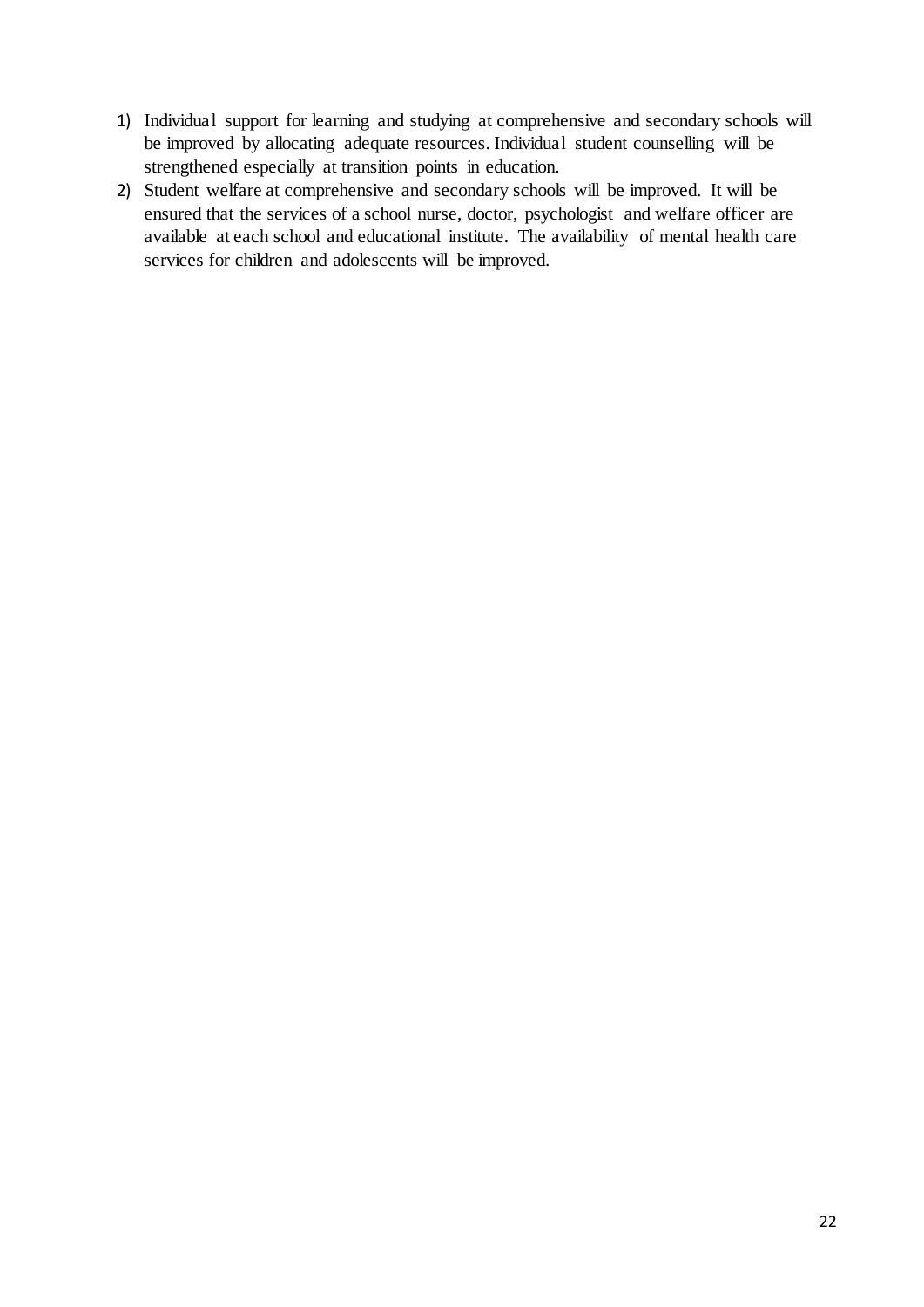1) Individual support for learning and studying at comprehensive and secondary schools will be improved by allocating adequate resources. Individual student counselling will be strengthened especially at transition points in education.
2) Student welfare at comprehensive and secondary schools will be improved. It will be ensured that the services of a school nurse, doctor, psychologist and welfare officer are available at each school and educational institute. The availability of mental health care services for children and adolescents will be improved.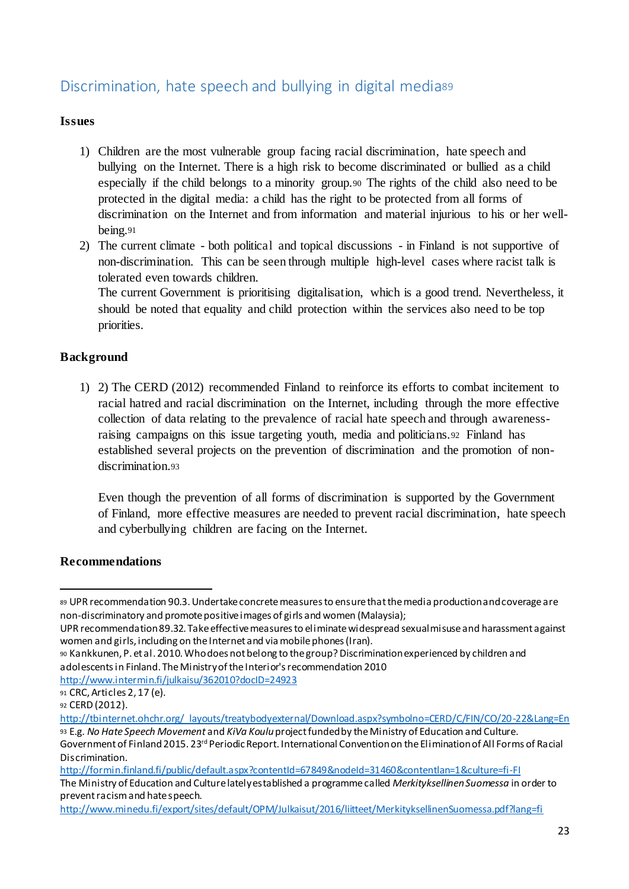## Discrimination, hate speech and bullying in digital media[89]

**Issues**

1) Children are the most vulnerable group facing racial discrimination, hate speech and bullying on the Internet. There is a high risk to become discriminated or bullied as a child especially if the child belongs to a minority group.[90] The rights of the child also need to be protected in the digital media: a child has the right to be protected from all forms of discrimination on the Internet and from information and material injurious to his or her well-being.[91]
2) The current climate - both political and topical discussions - in Finland is not supportive of non-discrimination. This can be seen through multiple high-level cases where racist talk is tolerated even towards children.
   The current Government is prioritising digitalisation, which is a good trend. Nevertheless, it should be noted that equality and child protection within the services also need to be top priorities.

**Background**

1) 2) The CERD (2012) recommended Finland to reinforce its efforts to combat incitement to racial hatred and racial discrimination on the Internet, including through the more effective collection of data relating to the prevalence of racial hate speech and through awareness-raising campaigns on this issue targeting youth, media and politicians.[92] Finland has established several projects on the prevention of discrimination and the promotion of non-discrimination.[93]

   Even though the prevention of all forms of discrimination is supported by the Government of Finland, more effective measures are needed to prevent racial discrimination, hate speech and cyberbullying children are facing on the Internet.

**Recommendations**

---

[89] UPR recommendation 90.3. Undertake concrete measures to ensure that the media production and coverage are non-discriminatory and promote positive images of girls and women (Malaysia);
UPR recommendation 89.32. Take effective measures to eliminate widespread sexual misuse and harassment against women and girls, including on the Internet and via mobile phones (Iran).

[90] Kankkunen, P. et al. 2010. Who does not belong to the group? Discrimination experienced by children and adolescents in Finland. The Ministry of the Interior's recommendation 2010
http://www.intermin.fi/julkaisu/362010?docID=24923

[91] CRC, Articles 2, 17 (e).

[92] CERD (2012).
http://tbinternet.ohchr.org/_layouts/treatybodyexternal/Download.aspx?symbolno=CERD/C/FIN/CO/20-22&Lang=En

[93] E.g. *No Hate Speech Movement* and *KiVa Koulu* project funded by the Ministry of Education and Culture.
Government of Finland 2015. 23rd Periodic Report. International Convention on the Elimination of All Forms of Racial Discrimination.
http://formin.finland.fi/public/default.aspx?contentId=67849&nodeId=31460&contentlan=1&culture=fi-FI
The Ministry of Education and Culture lately established a programme called *Merkityksellinen Suomessa* in order to prevent racism and hate speech.
http://www.minedu.fi/export/sites/default/OPM/Julkaisut/2016/liitteet/MerkityksellinenSuomessa.pdf?lang=fi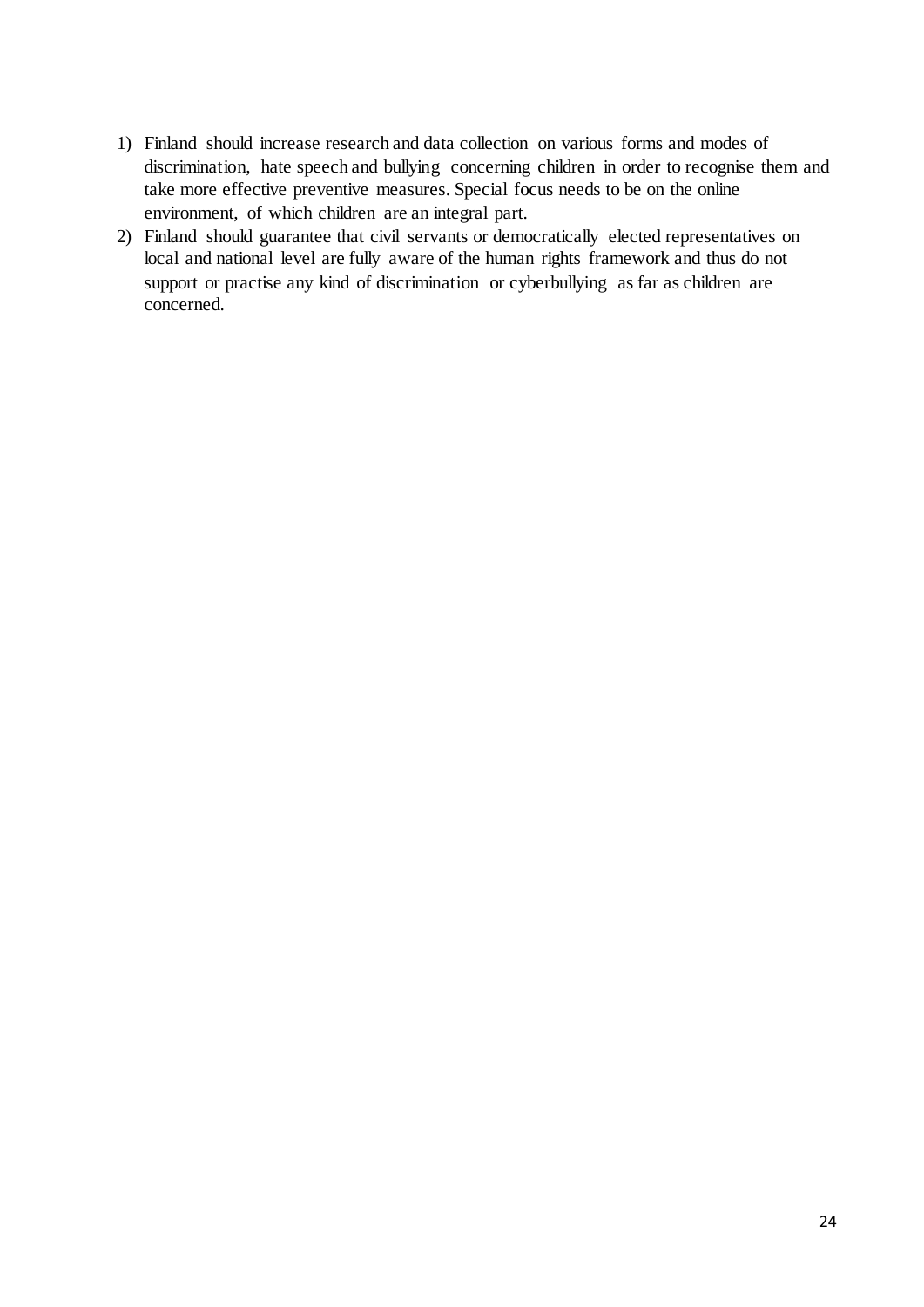1) Finland should increase research and data collection on various forms and modes of discrimination, hate speech and bullying concerning children in order to recognise them and take more effective preventive measures. Special focus needs to be on the online environment, of which children are an integral part.
2) Finland should guarantee that civil servants or democratically elected representatives on local and national level are fully aware of the human rights framework and thus do not support or practise any kind of discrimination or cyberbullying as far as children are concerned.